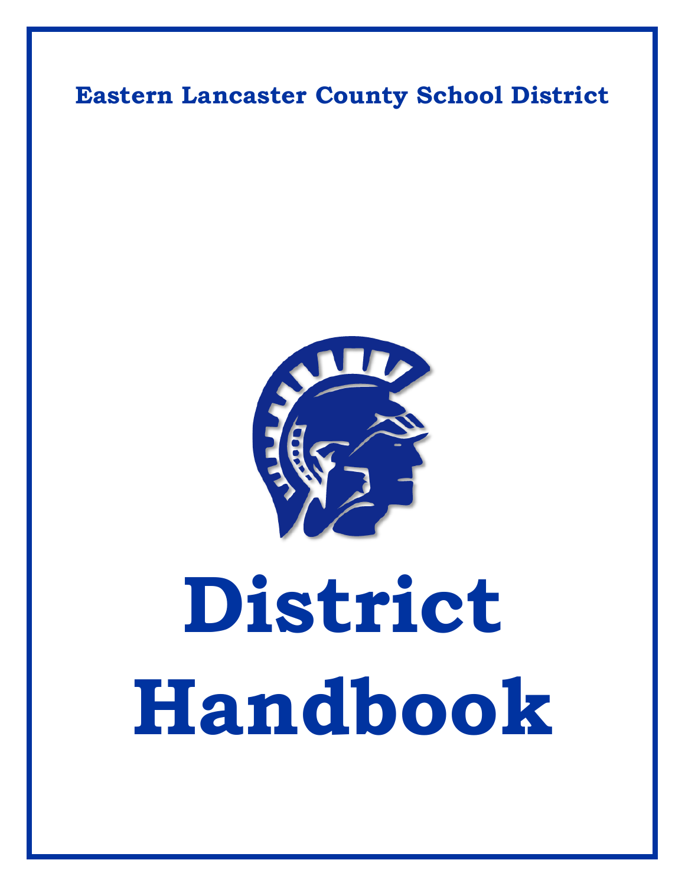**Eastern Lancaster County School District**

# District Handbook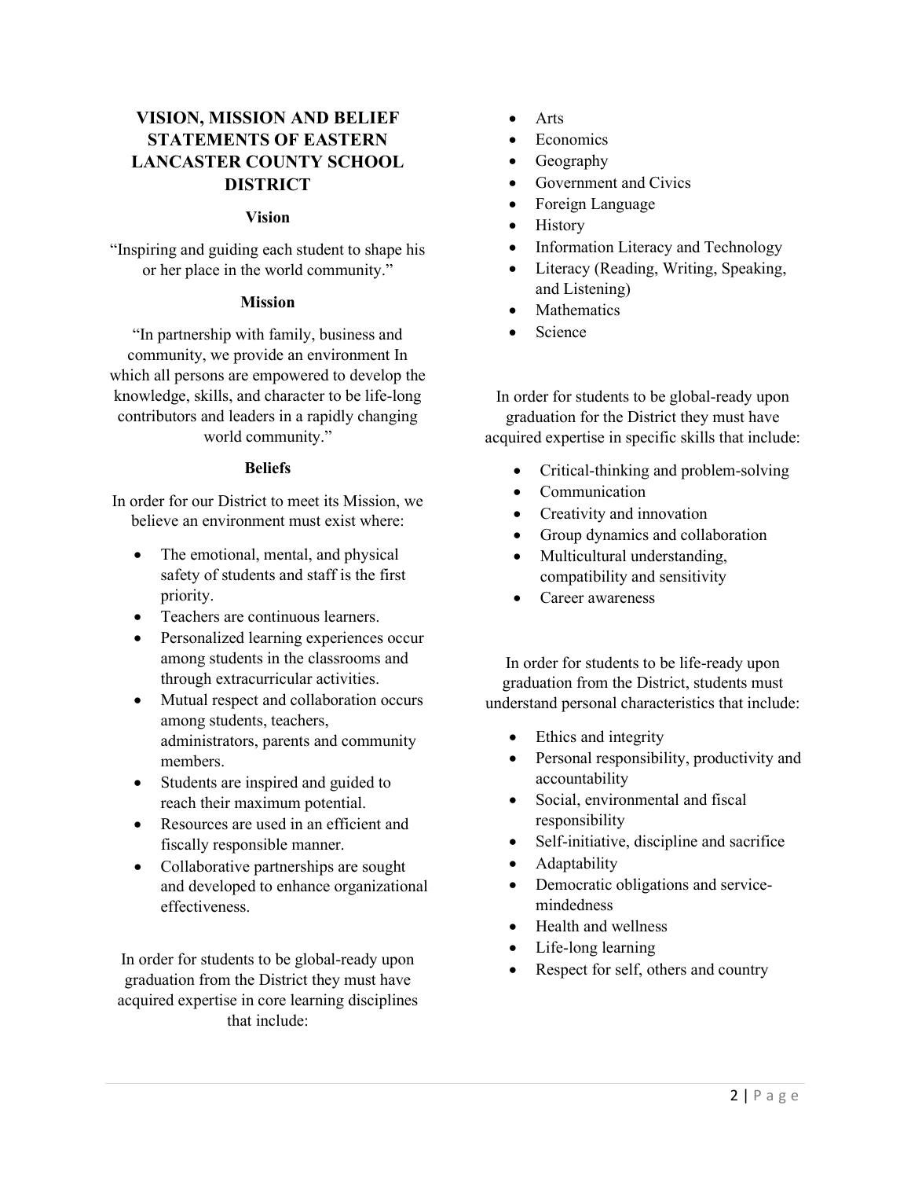## VISION, MISSION AND BELIEF STATEMENTS OF EASTERN LANCASTER COUNTY SCHOOL DISTRICT

### Vision

"Inspiring and guiding each student to shape his or her place in the world community."

### Mission

"In partnership with family, business and community, we provide an environment In which all persons are empowered to develop the knowledge, skills, and character to be life-long contributors and leaders in a rapidly changing world community."

### Beliefs

In order for our District to meet its Mission, we believe an environment must exist where:

- The emotional, mental, and physical safety of students and staff is the first priority.
- Teachers are continuous learners.
- Personalized learning experiences occur among students in the classrooms and through extracurricular activities.
- Mutual respect and collaboration occurs among students, teachers, administrators, parents and community members.
- Students are inspired and guided to reach their maximum potential.
- Resources are used in an efficient and fiscally responsible manner.
- Collaborative partnerships are sought and developed to enhance organizational effectiveness.

In order for students to be global-ready upon graduation from the District they must have acquired expertise in core learning disciplines that include:

- Arts
- Economics
- Geography
- Government and Civics
- Foreign Language
- History
- Information Literacy and Technology
- Literacy (Reading, Writing, Speaking, and Listening)
- Mathematics
- Science

In order for students to be global-ready upon graduation for the District they must have acquired expertise in specific skills that include:

- Critical-thinking and problem-solving
- Communication
- Creativity and innovation
- Group dynamics and collaboration
- Multicultural understanding, compatibility and sensitivity
- Career awareness

In order for students to be life-ready upon graduation from the District, students must understand personal characteristics that include:

- Ethics and integrity
- Personal responsibility, productivity and accountability
- Social, environmental and fiscal responsibility
- Self-initiative, discipline and sacrifice
- Adaptability
- Democratic obligations and service-mindedness
- Health and wellness
- Life-long learning
- Respect for self, others and country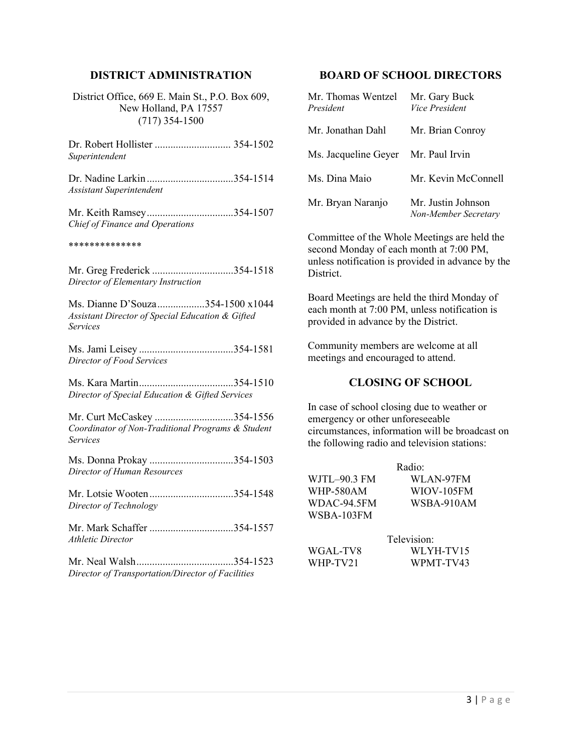## DISTRICT ADMINISTRATION

District Office, 669 E. Main St., P.O. Box 609,
New Holland, PA 17557
(717) 354-1500

Dr. Robert Hollister ............................ 354-1502
*Superintendent*

Dr. Nadine Larkin................................354-1514
*Assistant Superintendent*

Mr. Keith Ramsey................................354-1507
*Chief of Finance and Operations*

**************

Mr. Greg Frederick ...............................354-1518
*Director of Elementary Instruction*

Ms. Dianne D'Souza..................354-1500 x1044
*Assistant Director of Special Education & Gifted Services*

Ms. Jami Leisey ....................................354-1581
*Director of Food Services*

Ms. Kara Martin....................................354-1510
*Director of Special Education & Gifted Services*

Mr. Curt McCaskey ..............................354-1556
*Coordinator of Non-Traditional Programs & Student Services*

Ms. Donna Prokay ................................354-1503
*Director of Human Resources*

Mr. Lotsie Wooten................................354-1548
*Director of Technology*

Mr. Mark Schaffer ................................354-1557
*Athletic Director*

Mr. Neal Walsh.....................................354-1523
*Director of Transportation/Director of Facilities*

## BOARD OF SCHOOL DIRECTORS

| | |
|---|---|
| Mr. Thomas Wentzel<br>*President* | Mr. Gary Buck<br>*Vice President* |
| Mr. Jonathan Dahl | Mr. Brian Conroy |
| Ms. Jacqueline Geyer | Mr. Paul Irvin |
| Ms. Dina Maio | Mr. Kevin McConnell |
| Mr. Bryan Naranjo | Mr. Justin Johnson<br>*Non-Member Secretary* |

Committee of the Whole Meetings are held the second Monday of each month at 7:00 PM, unless notification is provided in advance by the District.

Board Meetings are held the third Monday of each month at 7:00 PM, unless notification is provided in advance by the District.

Community members are welcome at all meetings and encouraged to attend.

## CLOSING OF SCHOOL

In case of school closing due to weather or emergency or other unforeseeable circumstances, information will be broadcast on the following radio and television stations:

Radio:

| | |
|---|---|
| WJTL–90.3 FM | WLAN-97FM |
| WHP-580AM | WIOV-105FM |
| WDAC-94.5FM | WSBA-910AM |
| WSBA-103FM | |

Television:

| | |
|---|---|
| WGAL-TV8 | WLYH-TV15 |
| WHP-TV21 | WPMT-TV43 |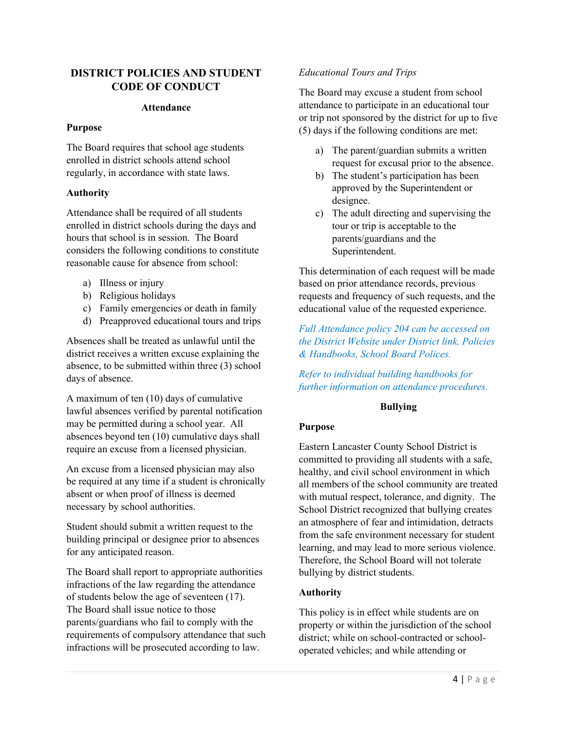# DISTRICT POLICIES AND STUDENT CODE OF CONDUCT

## Attendance

### Purpose

The Board requires that school age students enrolled in district schools attend school regularly, in accordance with state laws.

### Authority

Attendance shall be required of all students enrolled in district schools during the days and hours that school is in session. The Board considers the following conditions to constitute reasonable cause for absence from school:

a) Illness or injury
b) Religious holidays
c) Family emergencies or death in family
d) Preapproved educational tours and trips

Absences shall be treated as unlawful until the district receives a written excuse explaining the absence, to be submitted within three (3) school days of absence.

A maximum of ten (10) days of cumulative lawful absences verified by parental notification may be permitted during a school year. All absences beyond ten (10) cumulative days shall require an excuse from a licensed physician.

An excuse from a licensed physician may also be required at any time if a student is chronically absent or when proof of illness is deemed necessary by school authorities.

Student should submit a written request to the building principal or designee prior to absences for any anticipated reason.

The Board shall report to appropriate authorities infractions of the law regarding the attendance of students below the age of seventeen (17). The Board shall issue notice to those parents/guardians who fail to comply with the requirements of compulsory attendance that such infractions will be prosecuted according to law.

*Educational Tours and Trips*

The Board may excuse a student from school attendance to participate in an educational tour or trip not sponsored by the district for up to five (5) days if the following conditions are met:

a) The parent/guardian submits a written request for excusal prior to the absence.
b) The student's participation has been approved by the Superintendent or designee.
c) The adult directing and supervising the tour or trip is acceptable to the parents/guardians and the Superintendent.

This determination of each request will be made based on prior attendance records, previous requests and frequency of such requests, and the educational value of the requested experience.

*Full Attendance policy 204 can be accessed on the District Website under District link, Policies & Handbooks, School Board Polices.*

*Refer to individual building handbooks for further information on attendance procedures.*

## Bullying

### Purpose

Eastern Lancaster County School District is committed to providing all students with a safe, healthy, and civil school environment in which all members of the school community are treated with mutual respect, tolerance, and dignity. The School District recognized that bullying creates an atmosphere of fear and intimidation, detracts from the safe environment necessary for student learning, and may lead to more serious violence. Therefore, the School Board will not tolerate bullying by district students.

### Authority

This policy is in effect while students are on property or within the jurisdiction of the school district; while on school-contracted or school-operated vehicles; and while attending or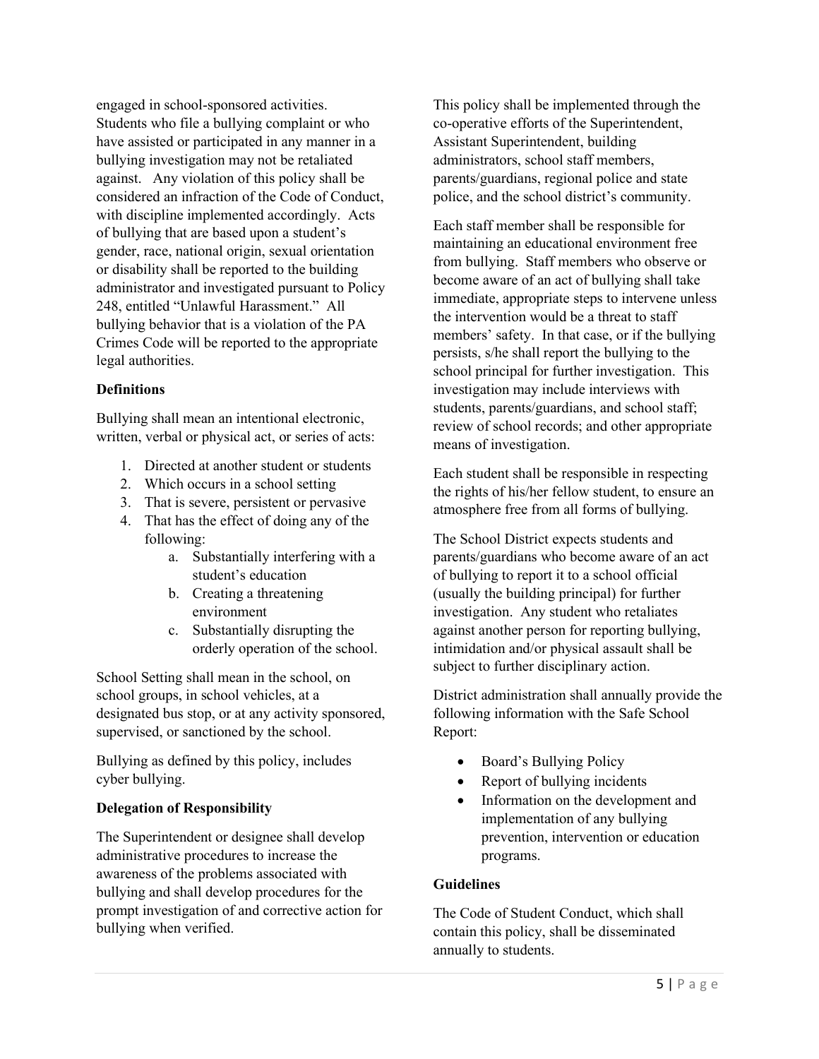engaged in school-sponsored activities. Students who file a bullying complaint or who have assisted or participated in any manner in a bullying investigation may not be retaliated against. Any violation of this policy shall be considered an infraction of the Code of Conduct, with discipline implemented accordingly. Acts of bullying that are based upon a student's gender, race, national origin, sexual orientation or disability shall be reported to the building administrator and investigated pursuant to Policy 248, entitled "Unlawful Harassment." All bullying behavior that is a violation of the PA Crimes Code will be reported to the appropriate legal authorities.

**Definitions**

Bullying shall mean an intentional electronic, written, verbal or physical act, or series of acts:

1. Directed at another student or students
2. Which occurs in a school setting
3. That is severe, persistent or pervasive
4. That has the effect of doing any of the following:
    a. Substantially interfering with a student's education
    b. Creating a threatening environment
    c. Substantially disrupting the orderly operation of the school.

School Setting shall mean in the school, on school groups, in school vehicles, at a designated bus stop, or at any activity sponsored, supervised, or sanctioned by the school.

Bullying as defined by this policy, includes cyber bullying.

**Delegation of Responsibility**

The Superintendent or designee shall develop administrative procedures to increase the awareness of the problems associated with bullying and shall develop procedures for the prompt investigation of and corrective action for bullying when verified.

This policy shall be implemented through the co-operative efforts of the Superintendent, Assistant Superintendent, building administrators, school staff members, parents/guardians, regional police and state police, and the school district's community.

Each staff member shall be responsible for maintaining an educational environment free from bullying. Staff members who observe or become aware of an act of bullying shall take immediate, appropriate steps to intervene unless the intervention would be a threat to staff members' safety. In that case, or if the bullying persists, s/he shall report the bullying to the school principal for further investigation. This investigation may include interviews with students, parents/guardians, and school staff; review of school records; and other appropriate means of investigation.

Each student shall be responsible in respecting the rights of his/her fellow student, to ensure an atmosphere free from all forms of bullying.

The School District expects students and parents/guardians who become aware of an act of bullying to report it to a school official (usually the building principal) for further investigation. Any student who retaliates against another person for reporting bullying, intimidation and/or physical assault shall be subject to further disciplinary action.

District administration shall annually provide the following information with the Safe School Report:

- Board's Bullying Policy
- Report of bullying incidents
- Information on the development and implementation of any bullying prevention, intervention or education programs.

**Guidelines**

The Code of Student Conduct, which shall contain this policy, shall be disseminated annually to students.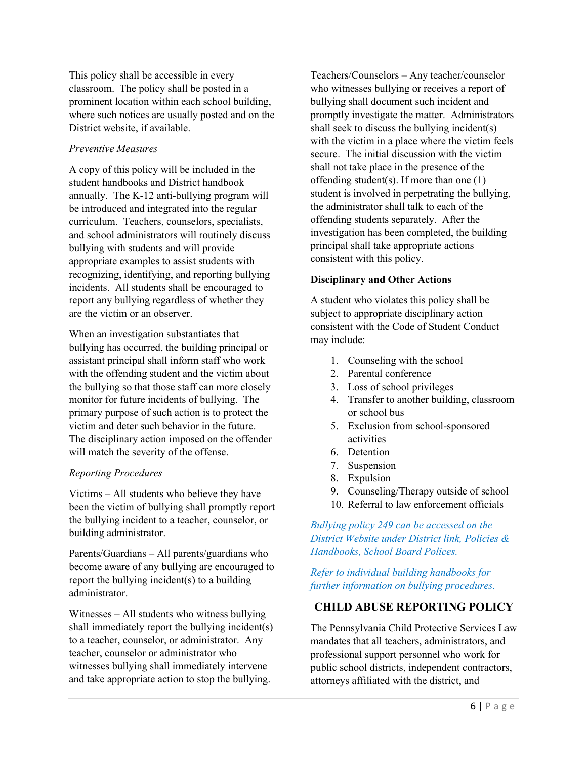This policy shall be accessible in every classroom. The policy shall be posted in a prominent location within each school building, where such notices are usually posted and on the District website, if available.

*Preventive Measures*

A copy of this policy will be included in the student handbooks and District handbook annually. The K-12 anti-bullying program will be introduced and integrated into the regular curriculum. Teachers, counselors, specialists, and school administrators will routinely discuss bullying with students and will provide appropriate examples to assist students with recognizing, identifying, and reporting bullying incidents. All students shall be encouraged to report any bullying regardless of whether they are the victim or an observer.

When an investigation substantiates that bullying has occurred, the building principal or assistant principal shall inform staff who work with the offending student and the victim about the bullying so that those staff can more closely monitor for future incidents of bullying. The primary purpose of such action is to protect the victim and deter such behavior in the future. The disciplinary action imposed on the offender will match the severity of the offense.

*Reporting Procedures*

Victims – All students who believe they have been the victim of bullying shall promptly report the bullying incident to a teacher, counselor, or building administrator.

Parents/Guardians – All parents/guardians who become aware of any bullying are encouraged to report the bullying incident(s) to a building administrator.

Witnesses – All students who witness bullying shall immediately report the bullying incident(s) to a teacher, counselor, or administrator. Any teacher, counselor or administrator who witnesses bullying shall immediately intervene and take appropriate action to stop the bullying.

Teachers/Counselors – Any teacher/counselor who witnesses bullying or receives a report of bullying shall document such incident and promptly investigate the matter. Administrators shall seek to discuss the bullying incident(s) with the victim in a place where the victim feels secure. The initial discussion with the victim shall not take place in the presence of the offending student(s). If more than one (1) student is involved in perpetrating the bullying, the administrator shall talk to each of the offending students separately. After the investigation has been completed, the building principal shall take appropriate actions consistent with this policy.

**Disciplinary and Other Actions**

A student who violates this policy shall be subject to appropriate disciplinary action consistent with the Code of Student Conduct may include:

1. Counseling with the school
2. Parental conference
3. Loss of school privileges
4. Transfer to another building, classroom or school bus
5. Exclusion from school-sponsored activities
6. Detention
7. Suspension
8. Expulsion
9. Counseling/Therapy outside of school
10. Referral to law enforcement officials

*Bullying policy 249 can be accessed on the District Website under District link, Policies & Handbooks, School Board Polices.*

*Refer to individual building handbooks for further information on bullying procedures.*

## CHILD ABUSE REPORTING POLICY

The Pennsylvania Child Protective Services Law mandates that all teachers, administrators, and professional support personnel who work for public school districts, independent contractors, attorneys affiliated with the district, and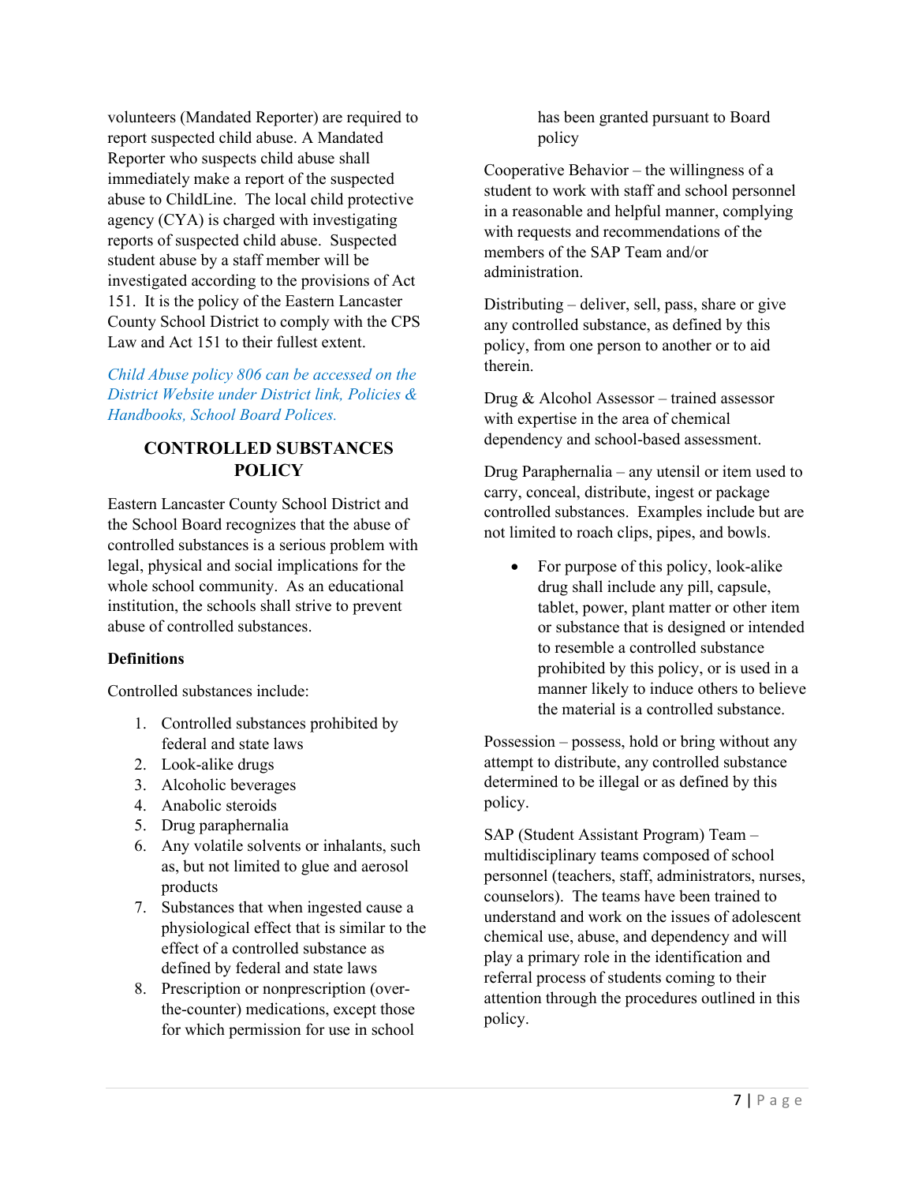volunteers (Mandated Reporter) are required to report suspected child abuse. A Mandated Reporter who suspects child abuse shall immediately make a report of the suspected abuse to ChildLine. The local child protective agency (CYA) is charged with investigating reports of suspected child abuse. Suspected student abuse by a staff member will be investigated according to the provisions of Act 151. It is the policy of the Eastern Lancaster County School District to comply with the CPS Law and Act 151 to their fullest extent.

*Child Abuse policy 806 can be accessed on the District Website under District link, Policies & Handbooks, School Board Polices.*

## CONTROLLED SUBSTANCES POLICY

Eastern Lancaster County School District and the School Board recognizes that the abuse of controlled substances is a serious problem with legal, physical and social implications for the whole school community. As an educational institution, the schools shall strive to prevent abuse of controlled substances.

**Definitions**

Controlled substances include:

1. Controlled substances prohibited by federal and state laws
2. Look-alike drugs
3. Alcoholic beverages
4. Anabolic steroids
5. Drug paraphernalia
6. Any volatile solvents or inhalants, such as, but not limited to glue and aerosol products
7. Substances that when ingested cause a physiological effect that is similar to the effect of a controlled substance as defined by federal and state laws
8. Prescription or nonprescription (over-the-counter) medications, except those for which permission for use in school has been granted pursuant to Board policy

Cooperative Behavior – the willingness of a student to work with staff and school personnel in a reasonable and helpful manner, complying with requests and recommendations of the members of the SAP Team and/or administration.

Distributing – deliver, sell, pass, share or give any controlled substance, as defined by this policy, from one person to another or to aid therein.

Drug & Alcohol Assessor – trained assessor with expertise in the area of chemical dependency and school-based assessment.

Drug Paraphernalia – any utensil or item used to carry, conceal, distribute, ingest or package controlled substances. Examples include but are not limited to roach clips, pipes, and bowls.

- For purpose of this policy, look-alike drug shall include any pill, capsule, tablet, power, plant matter or other item or substance that is designed or intended to resemble a controlled substance prohibited by this policy, or is used in a manner likely to induce others to believe the material is a controlled substance.

Possession – possess, hold or bring without any attempt to distribute, any controlled substance determined to be illegal or as defined by this policy.

SAP (Student Assistant Program) Team – multidisciplinary teams composed of school personnel (teachers, staff, administrators, nurses, counselors). The teams have been trained to understand and work on the issues of adolescent chemical use, abuse, and dependency and will play a primary role in the identification and referral process of students coming to their attention through the procedures outlined in this policy.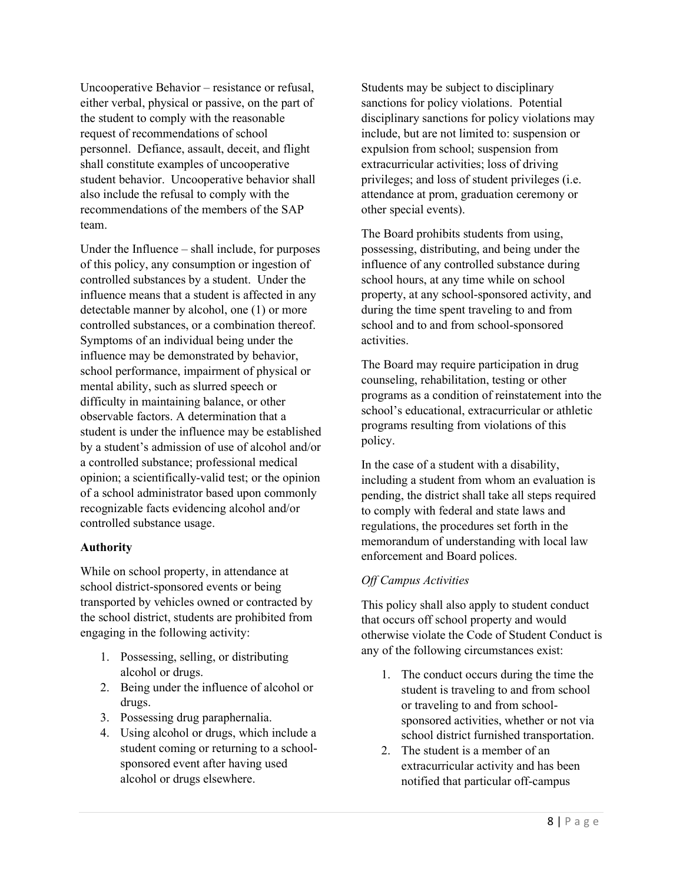Uncooperative Behavior – resistance or refusal, either verbal, physical or passive, on the part of the student to comply with the reasonable request of recommendations of school personnel. Defiance, assault, deceit, and flight shall constitute examples of uncooperative student behavior. Uncooperative behavior shall also include the refusal to comply with the recommendations of the members of the SAP team.

Under the Influence – shall include, for purposes of this policy, any consumption or ingestion of controlled substances by a student. Under the influence means that a student is affected in any detectable manner by alcohol, one (1) or more controlled substances, or a combination thereof. Symptoms of an individual being under the influence may be demonstrated by behavior, school performance, impairment of physical or mental ability, such as slurred speech or difficulty in maintaining balance, or other observable factors. A determination that a student is under the influence may be established by a student's admission of use of alcohol and/or a controlled substance; professional medical opinion; a scientifically-valid test; or the opinion of a school administrator based upon commonly recognizable facts evidencing alcohol and/or controlled substance usage.

**Authority**

While on school property, in attendance at school district-sponsored events or being transported by vehicles owned or contracted by the school district, students are prohibited from engaging in the following activity:

1. Possessing, selling, or distributing alcohol or drugs.
2. Being under the influence of alcohol or drugs.
3. Possessing drug paraphernalia.
4. Using alcohol or drugs, which include a student coming or returning to a school-sponsored event after having used alcohol or drugs elsewhere.

Students may be subject to disciplinary sanctions for policy violations. Potential disciplinary sanctions for policy violations may include, but are not limited to: suspension or expulsion from school; suspension from extracurricular activities; loss of driving privileges; and loss of student privileges (i.e. attendance at prom, graduation ceremony or other special events).

The Board prohibits students from using, possessing, distributing, and being under the influence of any controlled substance during school hours, at any time while on school property, at any school-sponsored activity, and during the time spent traveling to and from school and to and from school-sponsored activities.

The Board may require participation in drug counseling, rehabilitation, testing or other programs as a condition of reinstatement into the school's educational, extracurricular or athletic programs resulting from violations of this policy.

In the case of a student with a disability, including a student from whom an evaluation is pending, the district shall take all steps required to comply with federal and state laws and regulations, the procedures set forth in the memorandum of understanding with local law enforcement and Board polices.

*Off Campus Activities*

This policy shall also apply to student conduct that occurs off school property and would otherwise violate the Code of Student Conduct is any of the following circumstances exist:

1. The conduct occurs during the time the student is traveling to and from school or traveling to and from school-sponsored activities, whether or not via school district furnished transportation.
2. The student is a member of an extracurricular activity and has been notified that particular off-campus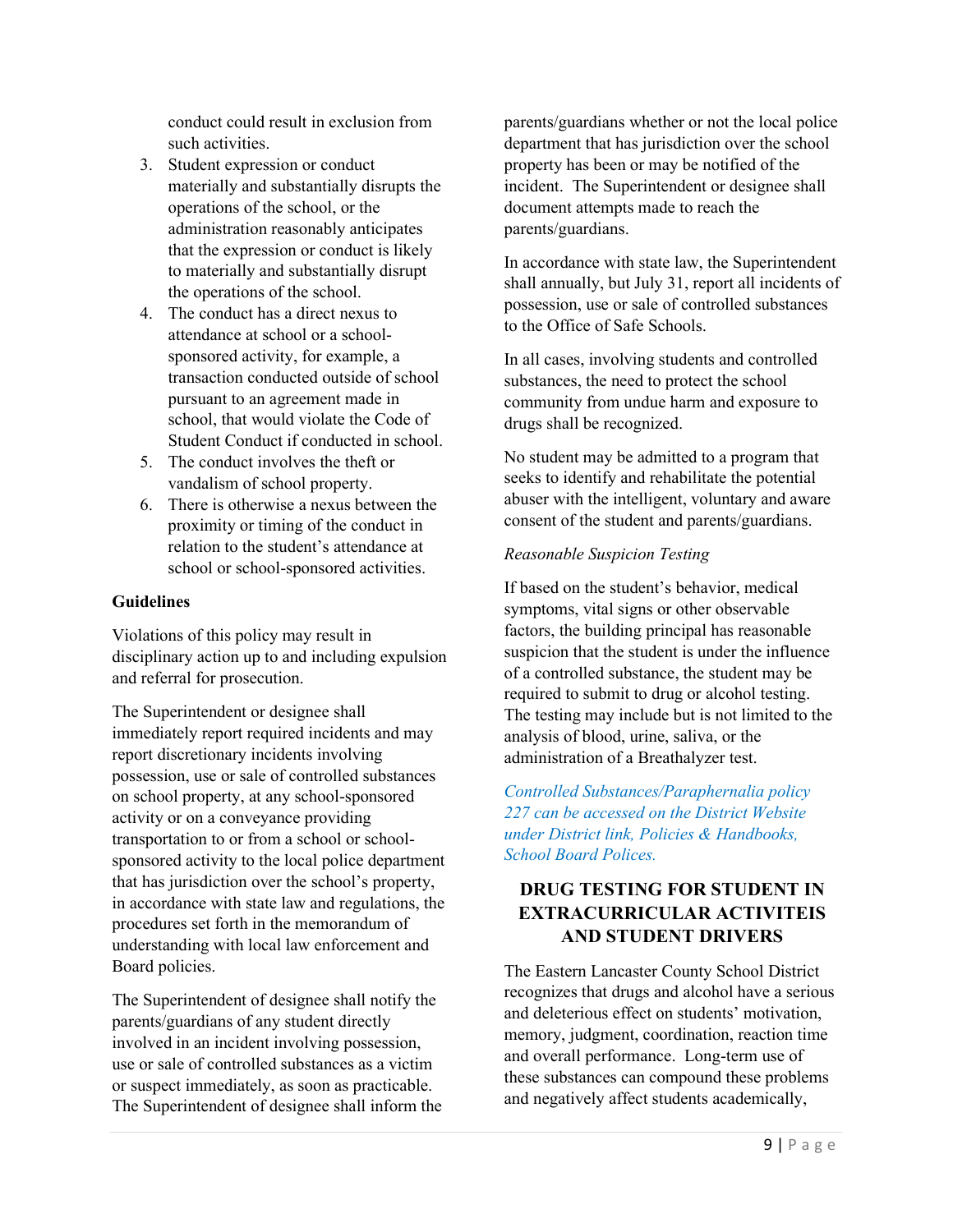conduct could result in exclusion from such activities.

3. Student expression or conduct materially and substantially disrupts the operations of the school, or the administration reasonably anticipates that the expression or conduct is likely to materially and substantially disrupt the operations of the school.
4. The conduct has a direct nexus to attendance at school or a school-sponsored activity, for example, a transaction conducted outside of school pursuant to an agreement made in school, that would violate the Code of Student Conduct if conducted in school.
5. The conduct involves the theft or vandalism of school property.
6. There is otherwise a nexus between the proximity or timing of the conduct in relation to the student's attendance at school or school-sponsored activities.

**Guidelines**

Violations of this policy may result in disciplinary action up to and including expulsion and referral for prosecution.

The Superintendent or designee shall immediately report required incidents and may report discretionary incidents involving possession, use or sale of controlled substances on school property, at any school-sponsored activity or on a conveyance providing transportation to or from a school or school-sponsored activity to the local police department that has jurisdiction over the school's property, in accordance with state law and regulations, the procedures set forth in the memorandum of understanding with local law enforcement and Board policies.

The Superintendent of designee shall notify the parents/guardians of any student directly involved in an incident involving possession, use or sale of controlled substances as a victim or suspect immediately, as soon as practicable. The Superintendent of designee shall inform the parents/guardians whether or not the local police department that has jurisdiction over the school property has been or may be notified of the incident. The Superintendent or designee shall document attempts made to reach the parents/guardians.

In accordance with state law, the Superintendent shall annually, but July 31, report all incidents of possession, use or sale of controlled substances to the Office of Safe Schools.

In all cases, involving students and controlled substances, the need to protect the school community from undue harm and exposure to drugs shall be recognized.

No student may be admitted to a program that seeks to identify and rehabilitate the potential abuser with the intelligent, voluntary and aware consent of the student and parents/guardians.

*Reasonable Suspicion Testing*

If based on the student's behavior, medical symptoms, vital signs or other observable factors, the building principal has reasonable suspicion that the student is under the influence of a controlled substance, the student may be required to submit to drug or alcohol testing. The testing may include but is not limited to the analysis of blood, urine, saliva, or the administration of a Breathalyzer test.

*Controlled Substances/Paraphernalia policy 227 can be accessed on the District Website under District link, Policies & Handbooks, School Board Polices.*

## DRUG TESTING FOR STUDENT IN EXTRACURRICULAR ACTIVITEIS AND STUDENT DRIVERS

The Eastern Lancaster County School District recognizes that drugs and alcohol have a serious and deleterious effect on students' motivation, memory, judgment, coordination, reaction time and overall performance. Long-term use of these substances can compound these problems and negatively affect students academically,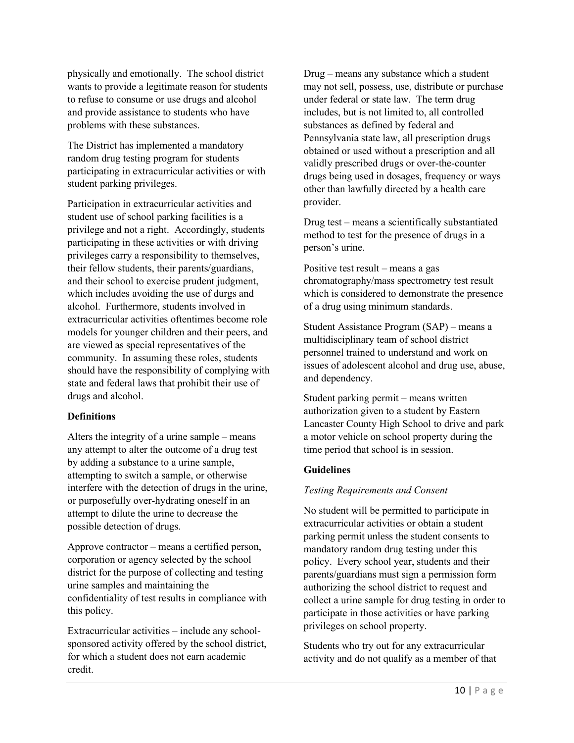physically and emotionally. The school district wants to provide a legitimate reason for students to refuse to consume or use drugs and alcohol and provide assistance to students who have problems with these substances.

The District has implemented a mandatory random drug testing program for students participating in extracurricular activities or with student parking privileges.

Participation in extracurricular activities and student use of school parking facilities is a privilege and not a right. Accordingly, students participating in these activities or with driving privileges carry a responsibility to themselves, their fellow students, their parents/guardians, and their school to exercise prudent judgment, which includes avoiding the use of durgs and alcohol. Furthermore, students involved in extracurricular activities oftentimes become role models for younger children and their peers, and are viewed as special representatives of the community. In assuming these roles, students should have the responsibility of complying with state and federal laws that prohibit their use of drugs and alcohol.

**Definitions**

Alters the integrity of a urine sample – means any attempt to alter the outcome of a drug test by adding a substance to a urine sample, attempting to switch a sample, or otherwise interfere with the detection of drugs in the urine, or purposefully over-hydrating oneself in an attempt to dilute the urine to decrease the possible detection of drugs.

Approve contractor – means a certified person, corporation or agency selected by the school district for the purpose of collecting and testing urine samples and maintaining the confidentiality of test results in compliance with this policy.

Extracurricular activities – include any school-sponsored activity offered by the school district, for which a student does not earn academic credit.

Drug – means any substance which a student may not sell, possess, use, distribute or purchase under federal or state law. The term drug includes, but is not limited to, all controlled substances as defined by federal and Pennsylvania state law, all prescription drugs obtained or used without a prescription and all validly prescribed drugs or over-the-counter drugs being used in dosages, frequency or ways other than lawfully directed by a health care provider.

Drug test – means a scientifically substantiated method to test for the presence of drugs in a person's urine.

Positive test result – means a gas chromatography/mass spectrometry test result which is considered to demonstrate the presence of a drug using minimum standards.

Student Assistance Program (SAP) – means a multidisciplinary team of school district personnel trained to understand and work on issues of adolescent alcohol and drug use, abuse, and dependency.

Student parking permit – means written authorization given to a student by Eastern Lancaster County High School to drive and park a motor vehicle on school property during the time period that school is in session.

**Guidelines**

*Testing Requirements and Consent*

No student will be permitted to participate in extracurricular activities or obtain a student parking permit unless the student consents to mandatory random drug testing under this policy. Every school year, students and their parents/guardians must sign a permission form authorizing the school district to request and collect a urine sample for drug testing in order to participate in those activities or have parking privileges on school property.

Students who try out for any extracurricular activity and do not qualify as a member of that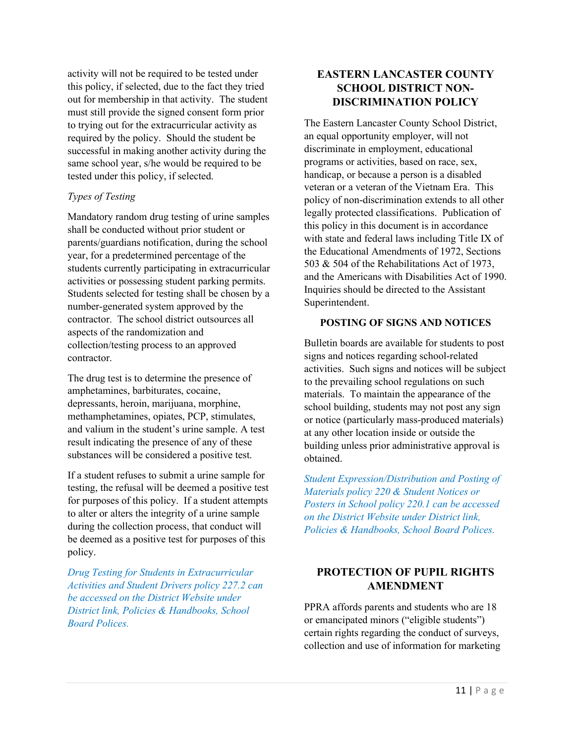activity will not be required to be tested under this policy, if selected, due to the fact they tried out for membership in that activity. The student must still provide the signed consent form prior to trying out for the extracurricular activity as required by the policy. Should the student be successful in making another activity during the same school year, s/he would be required to be tested under this policy, if selected.

*Types of Testing*

Mandatory random drug testing of urine samples shall be conducted without prior student or parents/guardians notification, during the school year, for a predetermined percentage of the students currently participating in extracurricular activities or possessing student parking permits. Students selected for testing shall be chosen by a number-generated system approved by the contractor. The school district outsources all aspects of the randomization and collection/testing process to an approved contractor.

The drug test is to determine the presence of amphetamines, barbiturates, cocaine, depressants, heroin, marijuana, morphine, methamphetamines, opiates, PCP, stimulates, and valium in the student's urine sample. A test result indicating the presence of any of these substances will be considered a positive test.

If a student refuses to submit a urine sample for testing, the refusal will be deemed a positive test for purposes of this policy. If a student attempts to alter or alters the integrity of a urine sample during the collection process, that conduct will be deemed as a positive test for purposes of this policy.

*Drug Testing for Students in Extracurricular Activities and Student Drivers policy 227.2 can be accessed on the District Website under District link, Policies & Handbooks, School Board Polices.*

## EASTERN LANCASTER COUNTY SCHOOL DISTRICT NON-DISCRIMINATION POLICY

The Eastern Lancaster County School District, an equal opportunity employer, will not discriminate in employment, educational programs or activities, based on race, sex, handicap, or because a person is a disabled veteran or a veteran of the Vietnam Era. This policy of non-discrimination extends to all other legally protected classifications. Publication of this policy in this document is in accordance with state and federal laws including Title IX of the Educational Amendments of 1972, Sections 503 & 504 of the Rehabilitations Act of 1973, and the Americans with Disabilities Act of 1990. Inquiries should be directed to the Assistant Superintendent.

## POSTING OF SIGNS AND NOTICES

Bulletin boards are available for students to post signs and notices regarding school-related activities. Such signs and notices will be subject to the prevailing school regulations on such materials. To maintain the appearance of the school building, students may not post any sign or notice (particularly mass-produced materials) at any other location inside or outside the building unless prior administrative approval is obtained.

*Student Expression/Distribution and Posting of Materials policy 220 & Student Notices or Posters in School policy 220.1 can be accessed on the District Website under District link, Policies & Handbooks, School Board Polices.*

## PROTECTION OF PUPIL RIGHTS AMENDMENT

PPRA affords parents and students who are 18 or emancipated minors ("eligible students") certain rights regarding the conduct of surveys, collection and use of information for marketing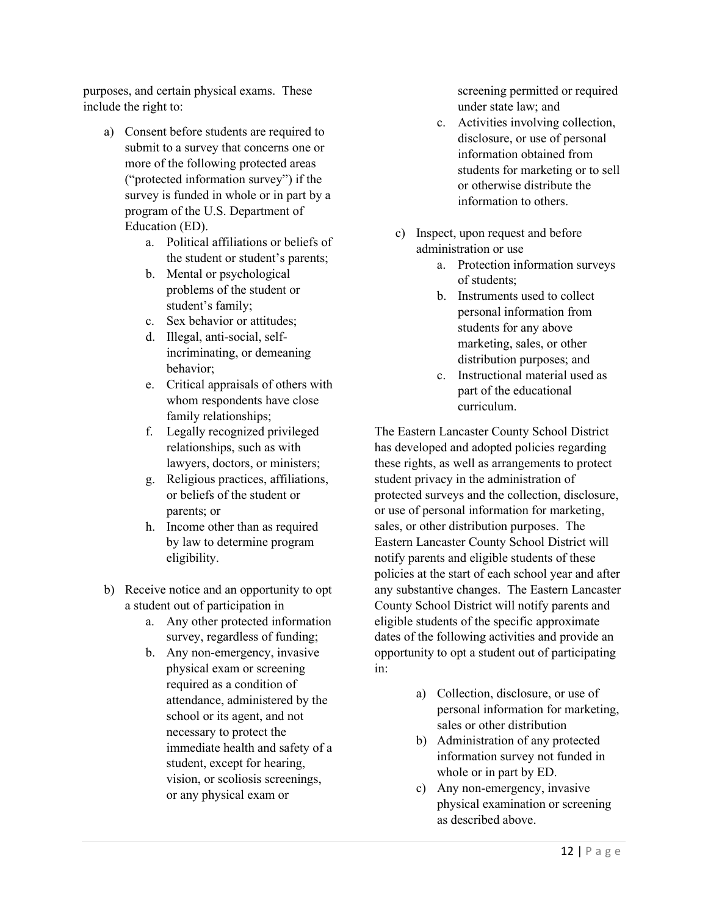purposes, and certain physical exams. These include the right to:

a) Consent before students are required to submit to a survey that concerns one or more of the following protected areas ("protected information survey") if the survey is funded in whole or in part by a program of the U.S. Department of Education (ED).
    a. Political affiliations or beliefs of the student or student's parents;
    b. Mental or psychological problems of the student or student's family;
    c. Sex behavior or attitudes;
    d. Illegal, anti-social, self-incriminating, or demeaning behavior;
    e. Critical appraisals of others with whom respondents have close family relationships;
    f. Legally recognized privileged relationships, such as with lawyers, doctors, or ministers;
    g. Religious practices, affiliations, or beliefs of the student or parents; or
    h. Income other than as required by law to determine program eligibility.

b) Receive notice and an opportunity to opt a student out of participation in
    a. Any other protected information survey, regardless of funding;
    b. Any non-emergency, invasive physical exam or screening required as a condition of attendance, administered by the school or its agent, and not necessary to protect the immediate health and safety of a student, except for hearing, vision, or scoliosis screenings, or any physical exam or screening permitted or required under state law; and
    c. Activities involving collection, disclosure, or use of personal information obtained from students for marketing or to sell or otherwise distribute the information to others.

c) Inspect, upon request and before administration or use
    a. Protection information surveys of students;
    b. Instruments used to collect personal information from students for any above marketing, sales, or other distribution purposes; and
    c. Instructional material used as part of the educational curriculum.

The Eastern Lancaster County School District has developed and adopted policies regarding these rights, as well as arrangements to protect student privacy in the administration of protected surveys and the collection, disclosure, or use of personal information for marketing, sales, or other distribution purposes. The Eastern Lancaster County School District will notify parents and eligible students of these policies at the start of each school year and after any substantive changes. The Eastern Lancaster County School District will notify parents and eligible students of the specific approximate dates of the following activities and provide an opportunity to opt a student out of participating in:

a) Collection, disclosure, or use of personal information for marketing, sales or other distribution
b) Administration of any protected information survey not funded in whole or in part by ED.
c) Any non-emergency, invasive physical examination or screening as described above.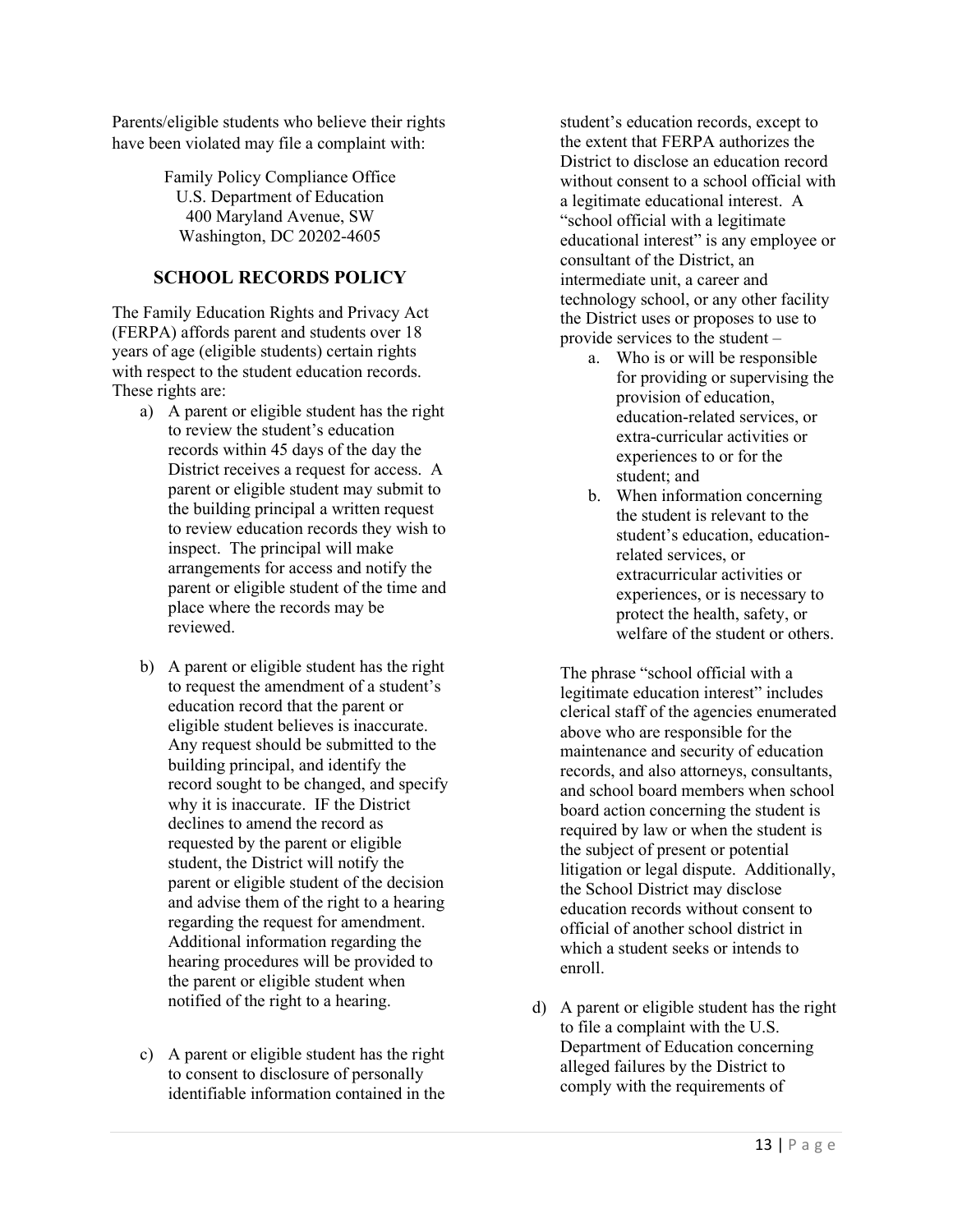Parents/eligible students who believe their rights have been violated may file a complaint with:

Family Policy Compliance Office
U.S. Department of Education
400 Maryland Avenue, SW
Washington, DC 20202-4605

## SCHOOL RECORDS POLICY

The Family Education Rights and Privacy Act (FERPA) affords parent and students over 18 years of age (eligible students) certain rights with respect to the student education records. These rights are:

a) A parent or eligible student has the right to review the student's education records within 45 days of the day the District receives a request for access. A parent or eligible student may submit to the building principal a written request to review education records they wish to inspect. The principal will make arrangements for access and notify the parent or eligible student of the time and place where the records may be reviewed.

b) A parent or eligible student has the right to request the amendment of a student's education record that the parent or eligible student believes is inaccurate. Any request should be submitted to the building principal, and identify the record sought to be changed, and specify why it is inaccurate. IF the District declines to amend the record as requested by the parent or eligible student, the District will notify the parent or eligible student of the decision and advise them of the right to a hearing regarding the request for amendment. Additional information regarding the hearing procedures will be provided to the parent or eligible student when notified of the right to a hearing.

c) A parent or eligible student has the right to consent to disclosure of personally identifiable information contained in the student's education records, except to the extent that FERPA authorizes the District to disclose an education record without consent to a school official with a legitimate educational interest. A "school official with a legitimate educational interest" is any employee or consultant of the District, an intermediate unit, a career and technology school, or any other facility the District uses or proposes to use to provide services to the student –

    a. Who is or will be responsible for providing or supervising the provision of education, education-related services, or extra-curricular activities or experiences to or for the student; and
    b. When information concerning the student is relevant to the student's education, education-related services, or extracurricular activities or experiences, or is necessary to protect the health, safety, or welfare of the student or others.

    The phrase "school official with a legitimate education interest" includes clerical staff of the agencies enumerated above who are responsible for the maintenance and security of education records, and also attorneys, consultants, and school board members when school board action concerning the student is required by law or when the student is the subject of present or potential litigation or legal dispute. Additionally, the School District may disclose education records without consent to official of another school district in which a student seeks or intends to enroll.

d) A parent or eligible student has the right to file a complaint with the U.S. Department of Education concerning alleged failures by the District to comply with the requirements of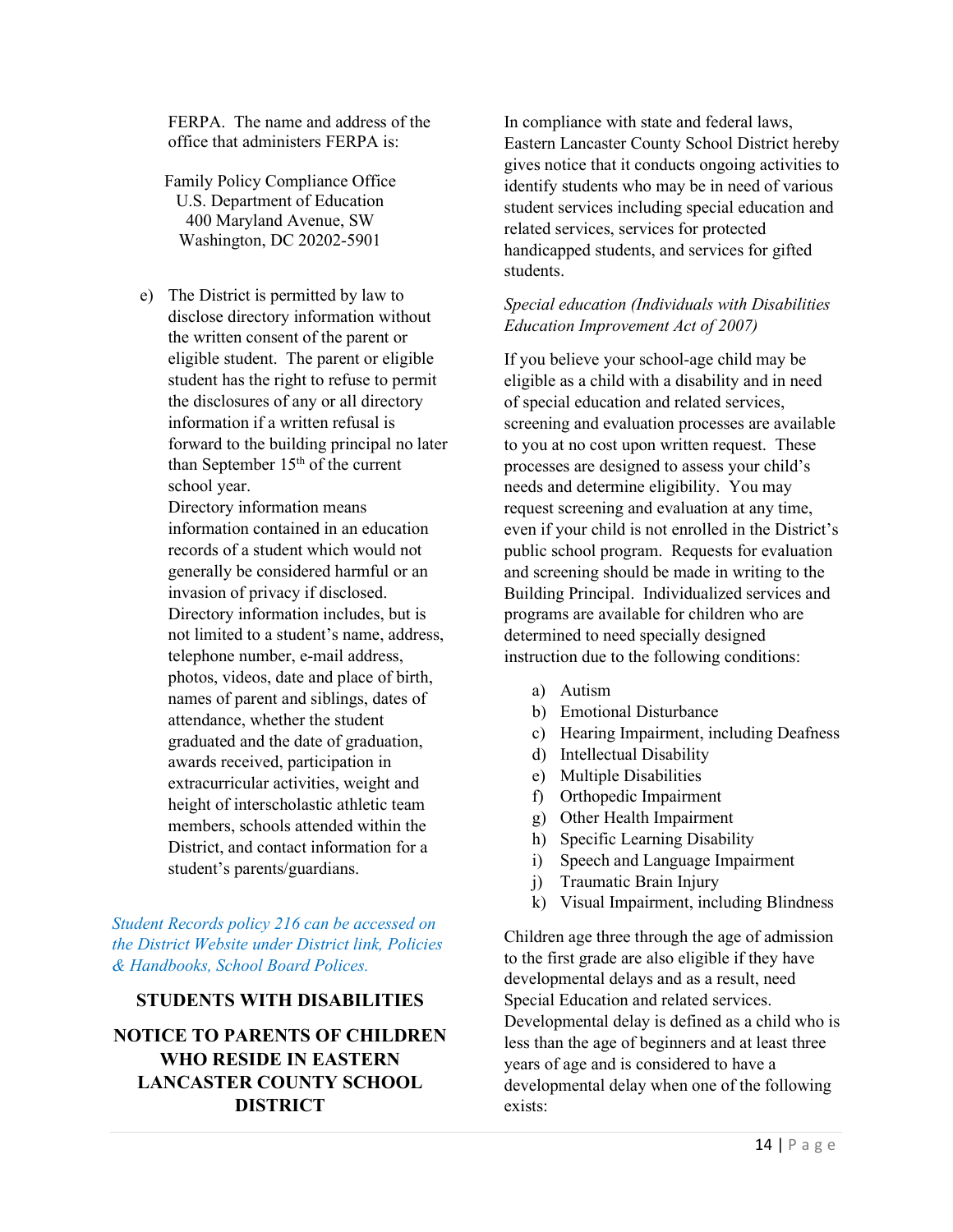FERPA. The name and address of the office that administers FERPA is:

Family Policy Compliance Office
U.S. Department of Education
400 Maryland Avenue, SW
Washington, DC 20202-5901

e) The District is permitted by law to disclose directory information without the written consent of the parent or eligible student. The parent or eligible student has the right to refuse to permit the disclosures of any or all directory information if a written refusal is forward to the building principal no later than September 15th of the current school year.
Directory information means information contained in an education records of a student which would not generally be considered harmful or an invasion of privacy if disclosed. Directory information includes, but is not limited to a student's name, address, telephone number, e-mail address, photos, videos, date and place of birth, names of parent and siblings, dates of attendance, whether the student graduated and the date of graduation, awards received, participation in extracurricular activities, weight and height of interscholastic athletic team members, schools attended within the District, and contact information for a student's parents/guardians.

*Student Records policy 216 can be accessed on the District Website under District link, Policies & Handbooks, School Board Polices.*

## STUDENTS WITH DISABILITIES

## NOTICE TO PARENTS OF CHILDREN WHO RESIDE IN EASTERN LANCASTER COUNTY SCHOOL DISTRICT

In compliance with state and federal laws, Eastern Lancaster County School District hereby gives notice that it conducts ongoing activities to identify students who may be in need of various student services including special education and related services, services for protected handicapped students, and services for gifted students.

*Special education (Individuals with Disabilities Education Improvement Act of 2007)*

If you believe your school-age child may be eligible as a child with a disability and in need of special education and related services, screening and evaluation processes are available to you at no cost upon written request. These processes are designed to assess your child's needs and determine eligibility. You may request screening and evaluation at any time, even if your child is not enrolled in the District's public school program. Requests for evaluation and screening should be made in writing to the Building Principal. Individualized services and programs are available for children who are determined to need specially designed instruction due to the following conditions:

a) Autism
b) Emotional Disturbance
c) Hearing Impairment, including Deafness
d) Intellectual Disability
e) Multiple Disabilities
f) Orthopedic Impairment
g) Other Health Impairment
h) Specific Learning Disability
i) Speech and Language Impairment
j) Traumatic Brain Injury
k) Visual Impairment, including Blindness

Children age three through the age of admission to the first grade are also eligible if they have developmental delays and as a result, need Special Education and related services. Developmental delay is defined as a child who is less than the age of beginners and at least three years of age and is considered to have a developmental delay when one of the following exists: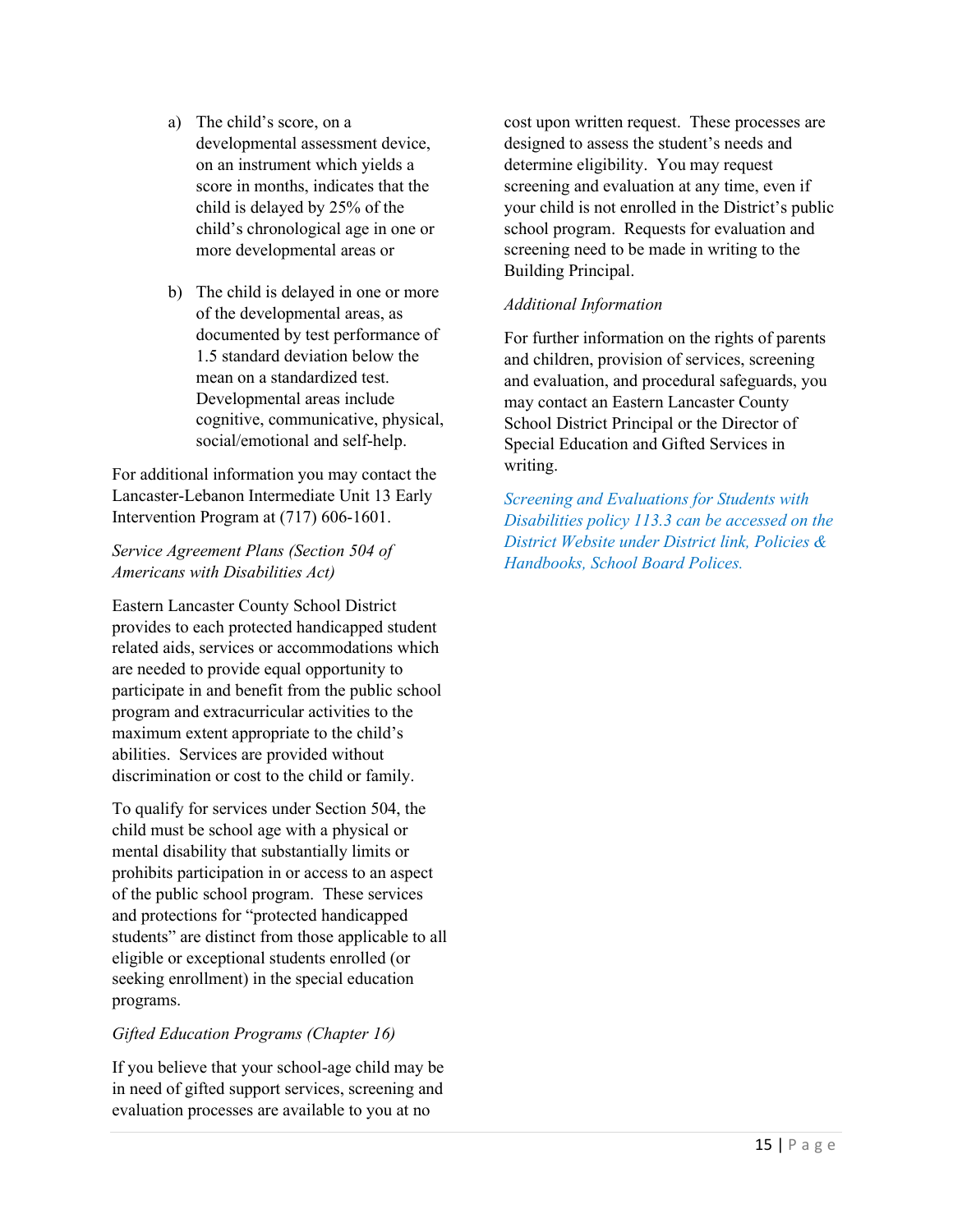a) The child's score, on a developmental assessment device, on an instrument which yields a score in months, indicates that the child is delayed by 25% of the child's chronological age in one or more developmental areas or

b) The child is delayed in one or more of the developmental areas, as documented by test performance of 1.5 standard deviation below the mean on a standardized test. Developmental areas include cognitive, communicative, physical, social/emotional and self-help.

For additional information you may contact the Lancaster-Lebanon Intermediate Unit 13 Early Intervention Program at (717) 606-1601.

*Service Agreement Plans (Section 504 of Americans with Disabilities Act)*

Eastern Lancaster County School District provides to each protected handicapped student related aids, services or accommodations which are needed to provide equal opportunity to participate in and benefit from the public school program and extracurricular activities to the maximum extent appropriate to the child's abilities. Services are provided without discrimination or cost to the child or family.

To qualify for services under Section 504, the child must be school age with a physical or mental disability that substantially limits or prohibits participation in or access to an aspect of the public school program. These services and protections for "protected handicapped students" are distinct from those applicable to all eligible or exceptional students enrolled (or seeking enrollment) in the special education programs.

*Gifted Education Programs (Chapter 16)*

If you believe that your school-age child may be in need of gifted support services, screening and evaluation processes are available to you at no cost upon written request. These processes are designed to assess the student's needs and determine eligibility. You may request screening and evaluation at any time, even if your child is not enrolled in the District's public school program. Requests for evaluation and screening need to be made in writing to the Building Principal.

*Additional Information*

For further information on the rights of parents and children, provision of services, screening and evaluation, and procedural safeguards, you may contact an Eastern Lancaster County School District Principal or the Director of Special Education and Gifted Services in writing.

*Screening and Evaluations for Students with Disabilities policy 113.3 can be accessed on the District Website under District link, Policies & Handbooks, School Board Polices.*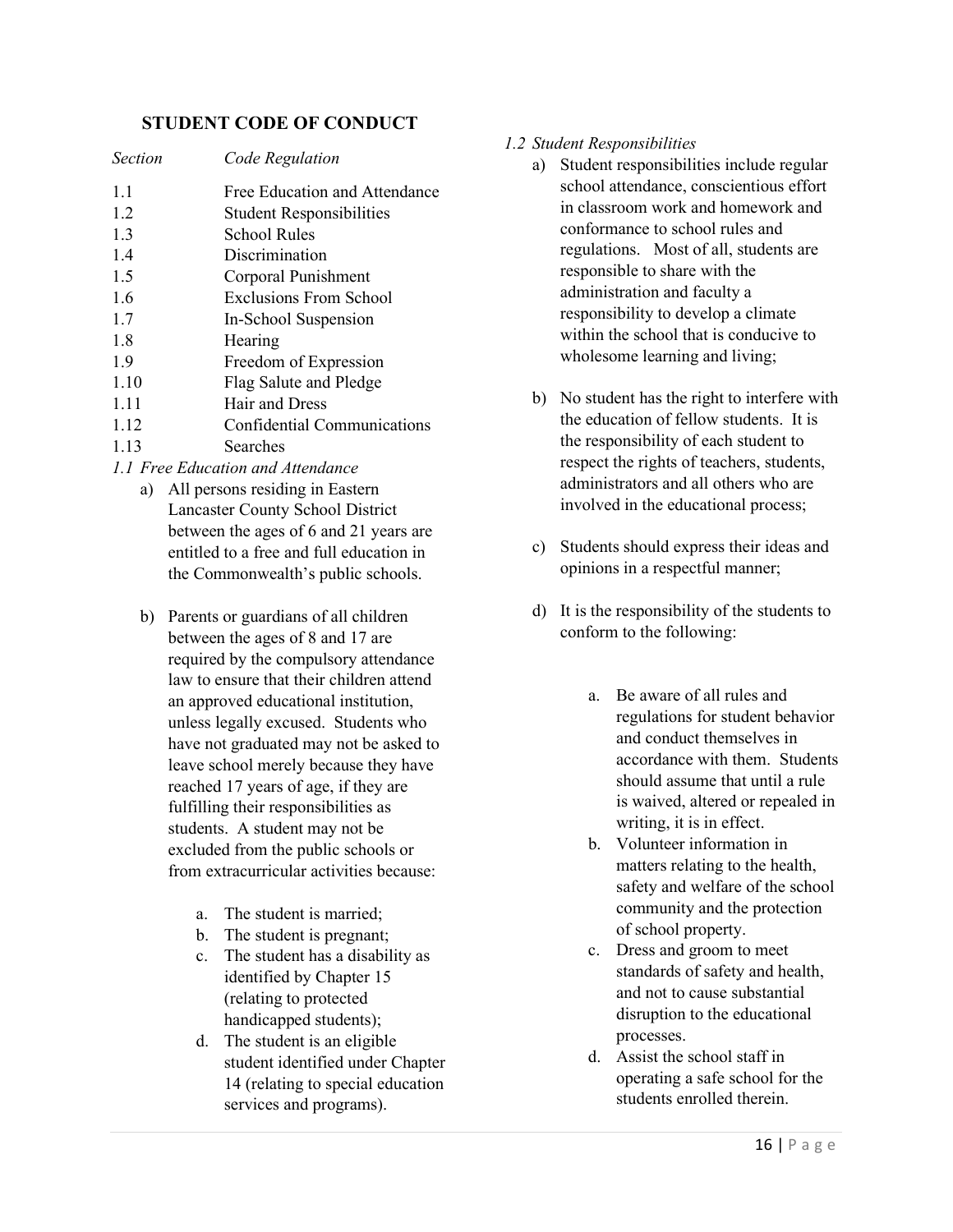## STUDENT CODE OF CONDUCT

| *Section* | *Code Regulation* |
|---|---|
| 1.1 | Free Education and Attendance |
| 1.2 | Student Responsibilities |
| 1.3 | School Rules |
| 1.4 | Discrimination |
| 1.5 | Corporal Punishment |
| 1.6 | Exclusions From School |
| 1.7 | In-School Suspension |
| 1.8 | Hearing |
| 1.9 | Freedom of Expression |
| 1.10 | Flag Salute and Pledge |
| 1.11 | Hair and Dress |
| 1.12 | Confidential Communications |
| 1.13 | Searches |

*1.1 Free Education and Attendance*

a) All persons residing in Eastern Lancaster County School District between the ages of 6 and 21 years are entitled to a free and full education in the Commonwealth's public schools.

b) Parents or guardians of all children between the ages of 8 and 17 are required by the compulsory attendance law to ensure that their children attend an approved educational institution, unless legally excused. Students who have not graduated may not be asked to leave school merely because they have reached 17 years of age, if they are fulfilling their responsibilities as students. A student may not be excluded from the public schools or from extracurricular activities because:

   a. The student is married;
   b. The student is pregnant;
   c. The student has a disability as identified by Chapter 15 (relating to protected handicapped students);
   d. The student is an eligible student identified under Chapter 14 (relating to special education services and programs).

*1.2 Student Responsibilities*

a) Student responsibilities include regular school attendance, conscientious effort in classroom work and homework and conformance to school rules and regulations. Most of all, students are responsible to share with the administration and faculty a responsibility to develop a climate within the school that is conducive to wholesome learning and living;

b) No student has the right to interfere with the education of fellow students. It is the responsibility of each student to respect the rights of teachers, students, administrators and all others who are involved in the educational process;

c) Students should express their ideas and opinions in a respectful manner;

d) It is the responsibility of the students to conform to the following:

   a. Be aware of all rules and regulations for student behavior and conduct themselves in accordance with them. Students should assume that until a rule is waived, altered or repealed in writing, it is in effect.
   b. Volunteer information in matters relating to the health, safety and welfare of the school community and the protection of school property.
   c. Dress and groom to meet standards of safety and health, and not to cause substantial disruption to the educational processes.
   d. Assist the school staff in operating a safe school for the students enrolled therein.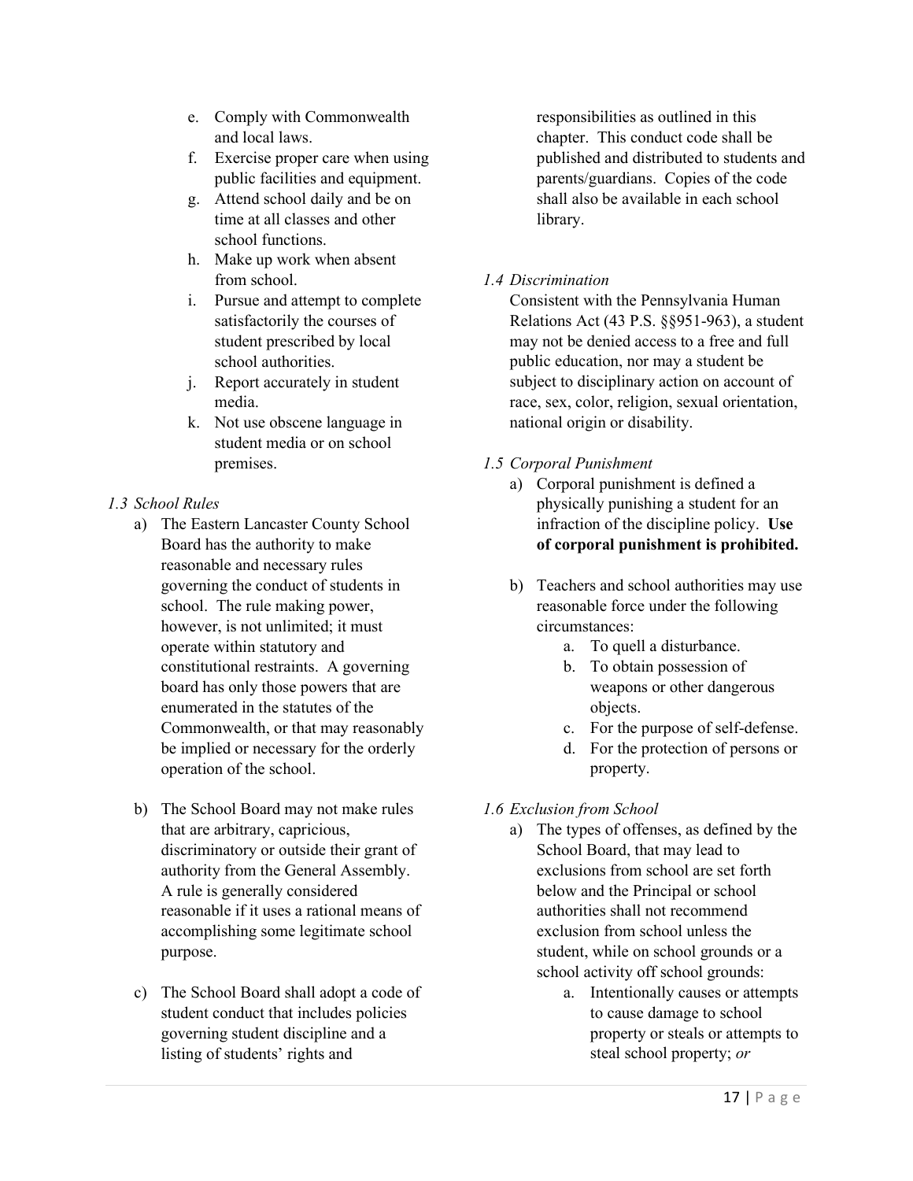e. Comply with Commonwealth and local laws.
f. Exercise proper care when using public facilities and equipment.
g. Attend school daily and be on time at all classes and other school functions.
h. Make up work when absent from school.
i. Pursue and attempt to complete satisfactorily the courses of student prescribed by local school authorities.
j. Report accurately in student media.
k. Not use obscene language in student media or on school premises.

*1.3 School Rules*

a) The Eastern Lancaster County School Board has the authority to make reasonable and necessary rules governing the conduct of students in school. The rule making power, however, is not unlimited; it must operate within statutory and constitutional restraints. A governing board has only those powers that are enumerated in the statutes of the Commonwealth, or that may reasonably be implied or necessary for the orderly operation of the school.

b) The School Board may not make rules that are arbitrary, capricious, discriminatory or outside their grant of authority from the General Assembly. A rule is generally considered reasonable if it uses a rational means of accomplishing some legitimate school purpose.

c) The School Board shall adopt a code of student conduct that includes policies governing student discipline and a listing of students' rights and responsibilities as outlined in this chapter. This conduct code shall be published and distributed to students and parents/guardians. Copies of the code shall also be available in each school library.

*1.4 Discrimination*

Consistent with the Pennsylvania Human Relations Act (43 P.S. §§951-963), a student may not be denied access to a free and full public education, nor may a student be subject to disciplinary action on account of race, sex, color, religion, sexual orientation, national origin or disability.

*1.5 Corporal Punishment*

a) Corporal punishment is defined a physically punishing a student for an infraction of the discipline policy. **Use of corporal punishment is prohibited.**

b) Teachers and school authorities may use reasonable force under the following circumstances:
   a. To quell a disturbance.
   b. To obtain possession of weapons or other dangerous objects.
   c. For the purpose of self-defense.
   d. For the protection of persons or property.

*1.6 Exclusion from School*

a) The types of offenses, as defined by the School Board, that may lead to exclusions from school are set forth below and the Principal or school authorities shall not recommend exclusion from school unless the student, while on school grounds or a school activity off school grounds:
   a. Intentionally causes or attempts to cause damage to school property or steals or attempts to steal school property; *or*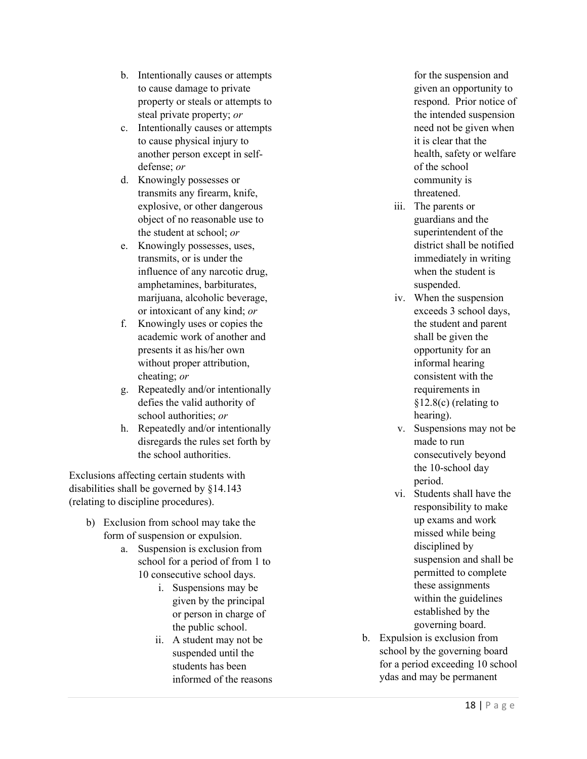b. Intentionally causes or attempts to cause damage to private property or steals or attempts to steal private property; *or*
c. Intentionally causes or attempts to cause physical injury to another person except in self-defense; *or*
d. Knowingly possesses or transmits any firearm, knife, explosive, or other dangerous object of no reasonable use to the student at school; *or*
e. Knowingly possesses, uses, transmits, or is under the influence of any narcotic drug, amphetamines, barbiturates, marijuana, alcoholic beverage, or intoxicant of any kind; *or*
f. Knowingly uses or copies the academic work of another and presents it as his/her own without proper attribution, cheating; *or*
g. Repeatedly and/or intentionally defies the valid authority of school authorities; *or*
h. Repeatedly and/or intentionally disregards the rules set forth by the school authorities.

Exclusions affecting certain students with disabilities shall be governed by §14.143 (relating to discipline procedures).

b) Exclusion from school may take the form of suspension or expulsion.
   a. Suspension is exclusion from school for a period of from 1 to 10 consecutive school days.
      i. Suspensions may be given by the principal or person in charge of the public school.
      ii. A student may not be suspended until the students has been informed of the reasons for the suspension and given an opportunity to respond. Prior notice of the intended suspension need not be given when it is clear that the health, safety or welfare of the school community is threatened.
      iii. The parents or guardians and the superintendent of the district shall be notified immediately in writing when the student is suspended.
      iv. When the suspension exceeds 3 school days, the student and parent shall be given the opportunity for an informal hearing consistent with the requirements in §12.8(c) (relating to hearing).
      v. Suspensions may not be made to run consecutively beyond the 10-school day period.
      vi. Students shall have the responsibility to make up exams and work missed while being disciplined by suspension and shall be permitted to complete these assignments within the guidelines established by the governing board.
   b. Expulsion is exclusion from school by the governing board for a period exceeding 10 school ydas and may be permanent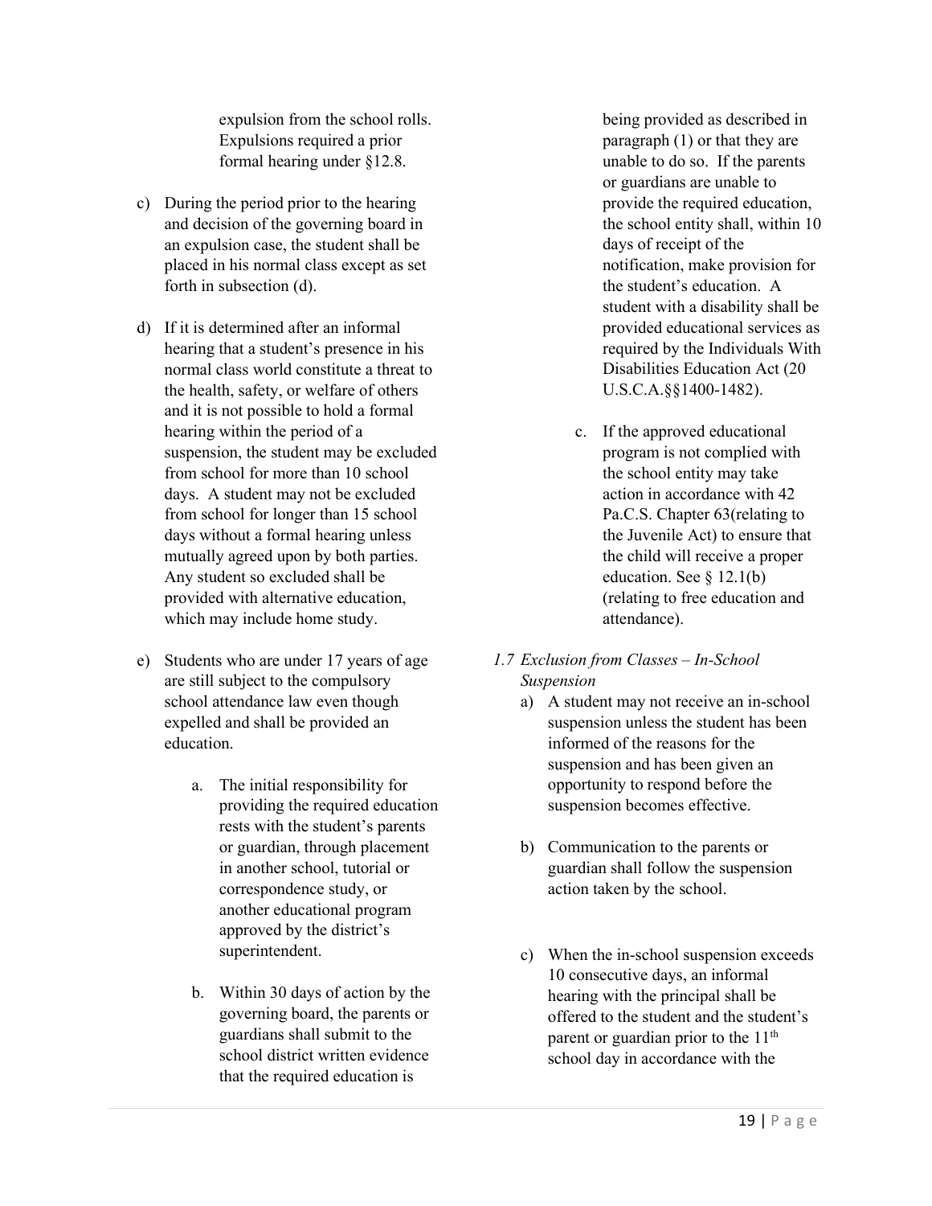expulsion from the school rolls. Expulsions required a prior formal hearing under §12.8.

c) During the period prior to the hearing and decision of the governing board in an expulsion case, the student shall be placed in his normal class except as set forth in subsection (d).

d) If it is determined after an informal hearing that a student's presence in his normal class world constitute a threat to the health, safety, or welfare of others and it is not possible to hold a formal hearing within the period of a suspension, the student may be excluded from school for more than 10 school days. A student may not be excluded from school for longer than 15 school days without a formal hearing unless mutually agreed upon by both parties. Any student so excluded shall be provided with alternative education, which may include home study.

e) Students who are under 17 years of age are still subject to the compulsory school attendance law even though expelled and shall be provided an education.

   a. The initial responsibility for providing the required education rests with the student's parents or guardian, through placement in another school, tutorial or correspondence study, or another educational program approved by the district's superintendent.

   b. Within 30 days of action by the governing board, the parents or guardians shall submit to the school district written evidence that the required education is being provided as described in paragraph (1) or that they are unable to do so. If the parents or guardians are unable to provide the required education, the school entity shall, within 10 days of receipt of the notification, make provision for the student's education. A student with a disability shall be provided educational services as required by the Individuals With Disabilities Education Act (20 U.S.C.A.§§1400-1482).

   c. If the approved educational program is not complied with the school entity may take action in accordance with 42 Pa.C.S. Chapter 63(relating to the Juvenile Act) to ensure that the child will receive a proper education. See § 12.1(b) (relating to free education and attendance).

*1.7 Exclusion from Classes – In-School Suspension*

a) A student may not receive an in-school suspension unless the student has been informed of the reasons for the suspension and has been given an opportunity to respond before the suspension becomes effective.

b) Communication to the parents or guardian shall follow the suspension action taken by the school.

c) When the in-school suspension exceeds 10 consecutive days, an informal hearing with the principal shall be offered to the student and the student's parent or guardian prior to the 11th school day in accordance with the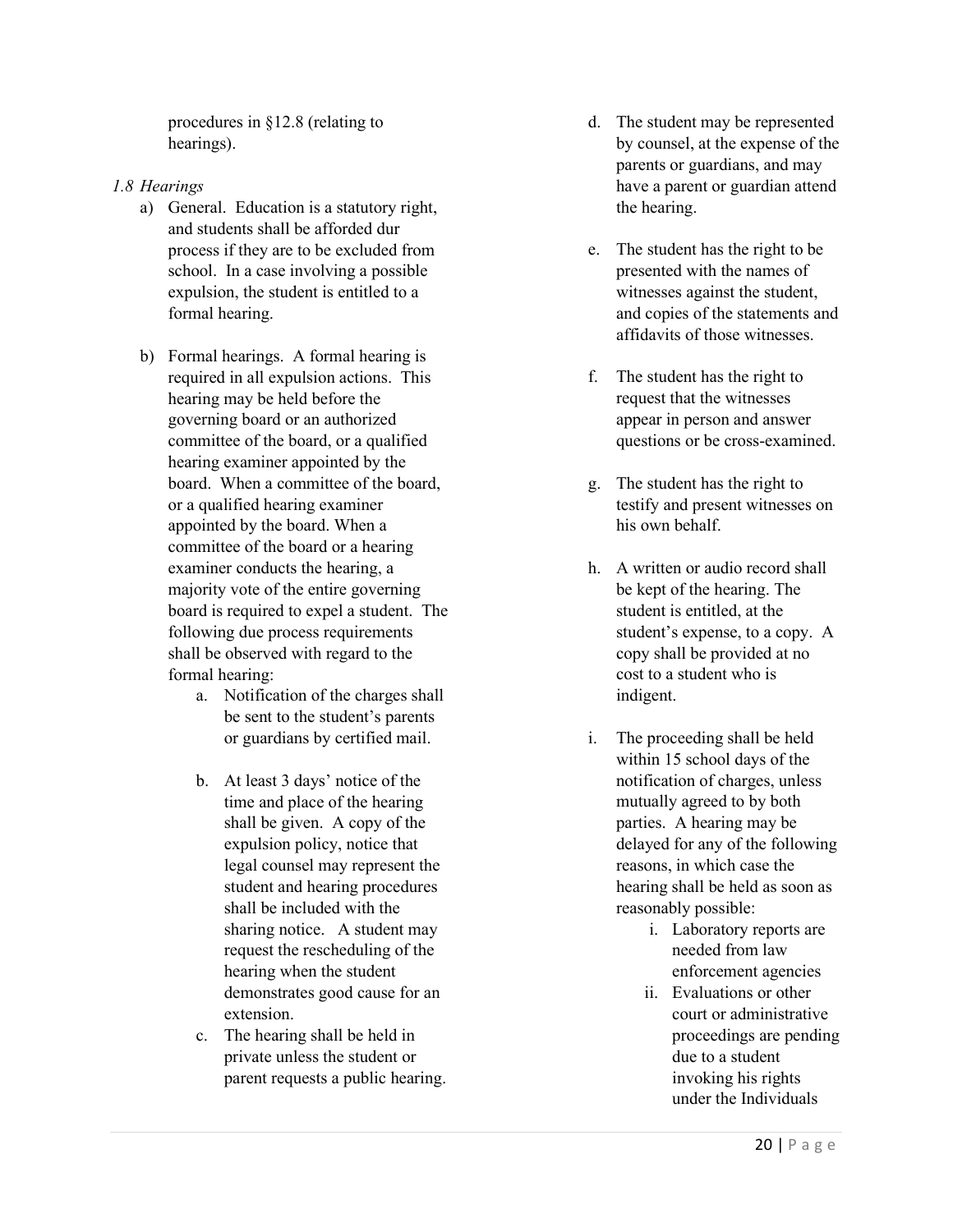procedures in §12.8 (relating to hearings).

*1.8 Hearings*

a) General. Education is a statutory right, and students shall be afforded dur process if they are to be excluded from school. In a case involving a possible expulsion, the student is entitled to a formal hearing.

b) Formal hearings. A formal hearing is required in all expulsion actions. This hearing may be held before the governing board or an authorized committee of the board, or a qualified hearing examiner appointed by the board. When a committee of the board, or a qualified hearing examiner appointed by the board. When a committee of the board or a hearing examiner conducts the hearing, a majority vote of the entire governing board is required to expel a student. The following due process requirements shall be observed with regard to the formal hearing:

   a. Notification of the charges shall be sent to the student's parents or guardians by certified mail.

   b. At least 3 days' notice of the time and place of the hearing shall be given. A copy of the expulsion policy, notice that legal counsel may represent the student and hearing procedures shall be included with the sharing notice. A student may request the rescheduling of the hearing when the student demonstrates good cause for an extension.

   c. The hearing shall be held in private unless the student or parent requests a public hearing.

   d. The student may be represented by counsel, at the expense of the parents or guardians, and may have a parent or guardian attend the hearing.

   e. The student has the right to be presented with the names of witnesses against the student, and copies of the statements and affidavits of those witnesses.

   f. The student has the right to request that the witnesses appear in person and answer questions or be cross-examined.

   g. The student has the right to testify and present witnesses on his own behalf.

   h. A written or audio record shall be kept of the hearing. The student is entitled, at the student's expense, to a copy. A copy shall be provided at no cost to a student who is indigent.

   i. The proceeding shall be held within 15 school days of the notification of charges, unless mutually agreed to by both parties. A hearing may be delayed for any of the following reasons, in which case the hearing shall be held as soon as reasonably possible:

      i. Laboratory reports are needed from law enforcement agencies

      ii. Evaluations or other court or administrative proceedings are pending due to a student invoking his rights under the Individuals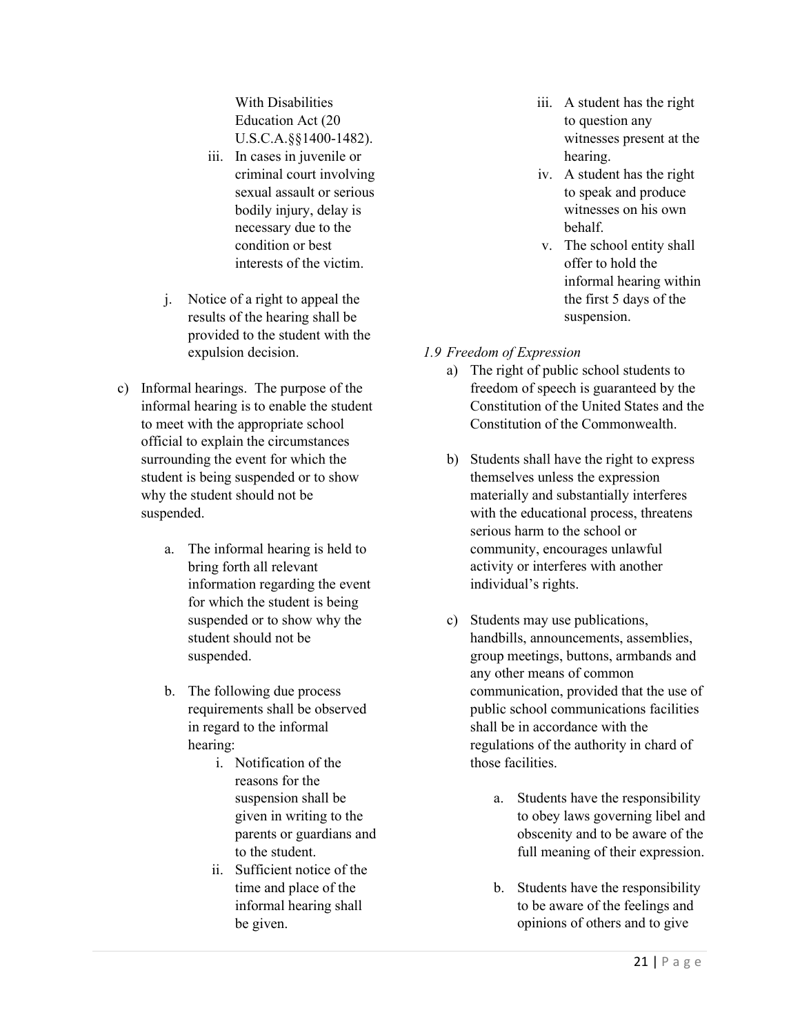With Disabilities Education Act (20 U.S.C.A.§§1400-1482).

   iii. In cases in juvenile or criminal court involving sexual assault or serious bodily injury, delay is necessary due to the condition or best interests of the victim.

   j. Notice of a right to appeal the results of the hearing shall be provided to the student with the expulsion decision.

c) Informal hearings. The purpose of the informal hearing is to enable the student to meet with the appropriate school official to explain the circumstances surrounding the event for which the student is being suspended or to show why the student should not be suspended.

   a. The informal hearing is held to bring forth all relevant information regarding the event for which the student is being suspended or to show why the student should not be suspended.

   b. The following due process requirements shall be observed in regard to the informal hearing:

      i. Notification of the reasons for the suspension shall be given in writing to the parents or guardians and to the student.
      ii. Sufficient notice of the time and place of the informal hearing shall be given.
      iii. A student has the right to question any witnesses present at the hearing.
      iv. A student has the right to speak and produce witnesses on his own behalf.
      v. The school entity shall offer to hold the informal hearing within the first 5 days of the suspension.

*1.9 Freedom of Expression*

a) The right of public school students to freedom of speech is guaranteed by the Constitution of the United States and the Constitution of the Commonwealth.

b) Students shall have the right to express themselves unless the expression materially and substantially interferes with the educational process, threatens serious harm to the school or community, encourages unlawful activity or interferes with another individual's rights.

c) Students may use publications, handbills, announcements, assemblies, group meetings, buttons, armbands and any other means of common communication, provided that the use of public school communications facilities shall be in accordance with the regulations of the authority in chard of those facilities.

   a. Students have the responsibility to obey laws governing libel and obscenity and to be aware of the full meaning of their expression.

   b. Students have the responsibility to be aware of the feelings and opinions of others and to give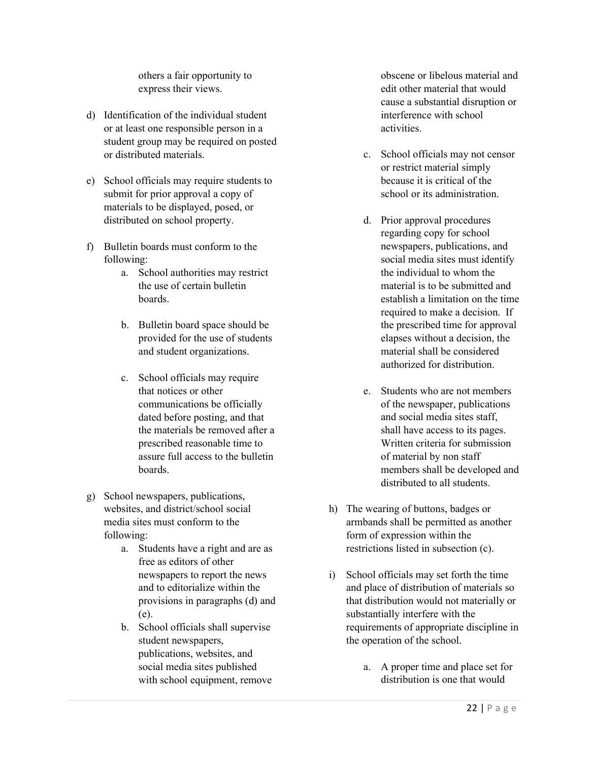others a fair opportunity to express their views.

d) Identification of the individual student or at least one responsible person in a student group may be required on posted or distributed materials.

e) School officials may require students to submit for prior approval a copy of materials to be displayed, posed, or distributed on school property.

f) Bulletin boards must conform to the following:
   a. School authorities may restrict the use of certain bulletin boards.

   b. Bulletin board space should be provided for the use of students and student organizations.

   c. School officials may require that notices or other communications be officially dated before posting, and that the materials be removed after a prescribed reasonable time to assure full access to the bulletin boards.

g) School newspapers, publications, websites, and district/school social media sites must conform to the following:
   a. Students have a right and are as free as editors of other newspapers to report the news and to editorialize within the provisions in paragraphs (d) and (e).
   b. School officials shall supervise student newspapers, publications, websites, and social media sites published with school equipment, remove obscene or libelous material and edit other material that would cause a substantial disruption or interference with school activities.

   c. School officials may not censor or restrict material simply because it is critical of the school or its administration.

   d. Prior approval procedures regarding copy for school newspapers, publications, and social media sites must identify the individual to whom the material is to be submitted and establish a limitation on the time required to make a decision. If the prescribed time for approval elapses without a decision, the material shall be considered authorized for distribution.

   e. Students who are not members of the newspaper, publications and social media sites staff, shall have access to its pages. Written criteria for submission of material by non staff members shall be developed and distributed to all students.

h) The wearing of buttons, badges or armbands shall be permitted as another form of expression within the restrictions listed in subsection (c).

i) School officials may set forth the time and place of distribution of materials so that distribution would not materially or substantially interfere with the requirements of appropriate discipline in the operation of the school.

   a. A proper time and place set for distribution is one that would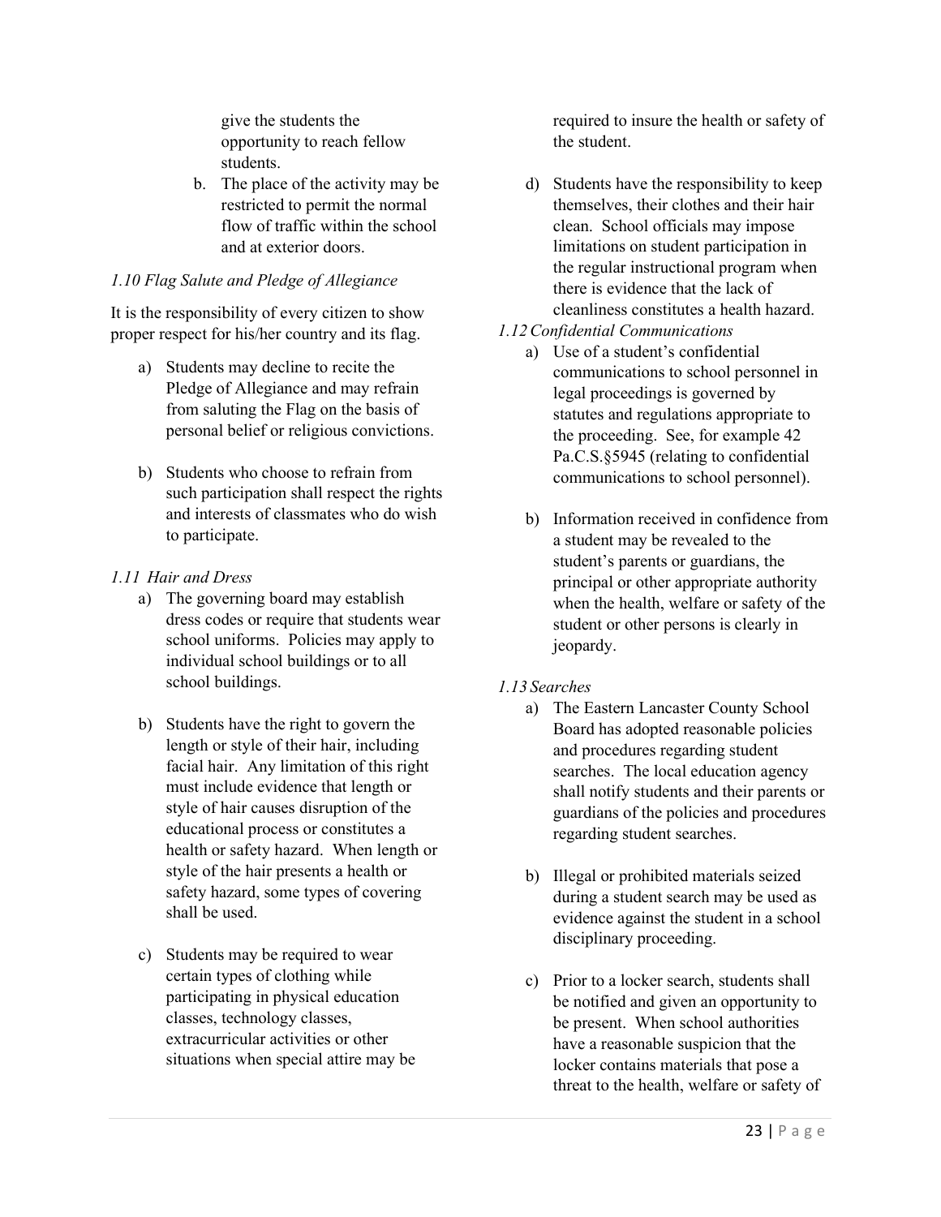give the students the opportunity to reach fellow students.

b. The place of the activity may be restricted to permit the normal flow of traffic within the school and at exterior doors.

*1.10 Flag Salute and Pledge of Allegiance*

It is the responsibility of every citizen to show proper respect for his/her country and its flag.

a) Students may decline to recite the Pledge of Allegiance and may refrain from saluting the Flag on the basis of personal belief or religious convictions.

b) Students who choose to refrain from such participation shall respect the rights and interests of classmates who do wish to participate.

*1.11 Hair and Dress*

a) The governing board may establish dress codes or require that students wear school uniforms. Policies may apply to individual school buildings or to all school buildings.

b) Students have the right to govern the length or style of their hair, including facial hair. Any limitation of this right must include evidence that length or style of hair causes disruption of the educational process or constitutes a health or safety hazard. When length or style of the hair presents a health or safety hazard, some types of covering shall be used.

c) Students may be required to wear certain types of clothing while participating in physical education classes, technology classes, extracurricular activities or other situations when special attire may be required to insure the health or safety of the student.

d) Students have the responsibility to keep themselves, their clothes and their hair clean. School officials may impose limitations on student participation in the regular instructional program when there is evidence that the lack of cleanliness constitutes a health hazard.

*1.12 Confidential Communications*

a) Use of a student's confidential communications to school personnel in legal proceedings is governed by statutes and regulations appropriate to the proceeding. See, for example 42 Pa.C.S.§5945 (relating to confidential communications to school personnel).

b) Information received in confidence from a student may be revealed to the student's parents or guardians, the principal or other appropriate authority when the health, welfare or safety of the student or other persons is clearly in jeopardy.

*1.13 Searches*

a) The Eastern Lancaster County School Board has adopted reasonable policies and procedures regarding student searches. The local education agency shall notify students and their parents or guardians of the policies and procedures regarding student searches.

b) Illegal or prohibited materials seized during a student search may be used as evidence against the student in a school disciplinary proceeding.

c) Prior to a locker search, students shall be notified and given an opportunity to be present. When school authorities have a reasonable suspicion that the locker contains materials that pose a threat to the health, welfare or safety of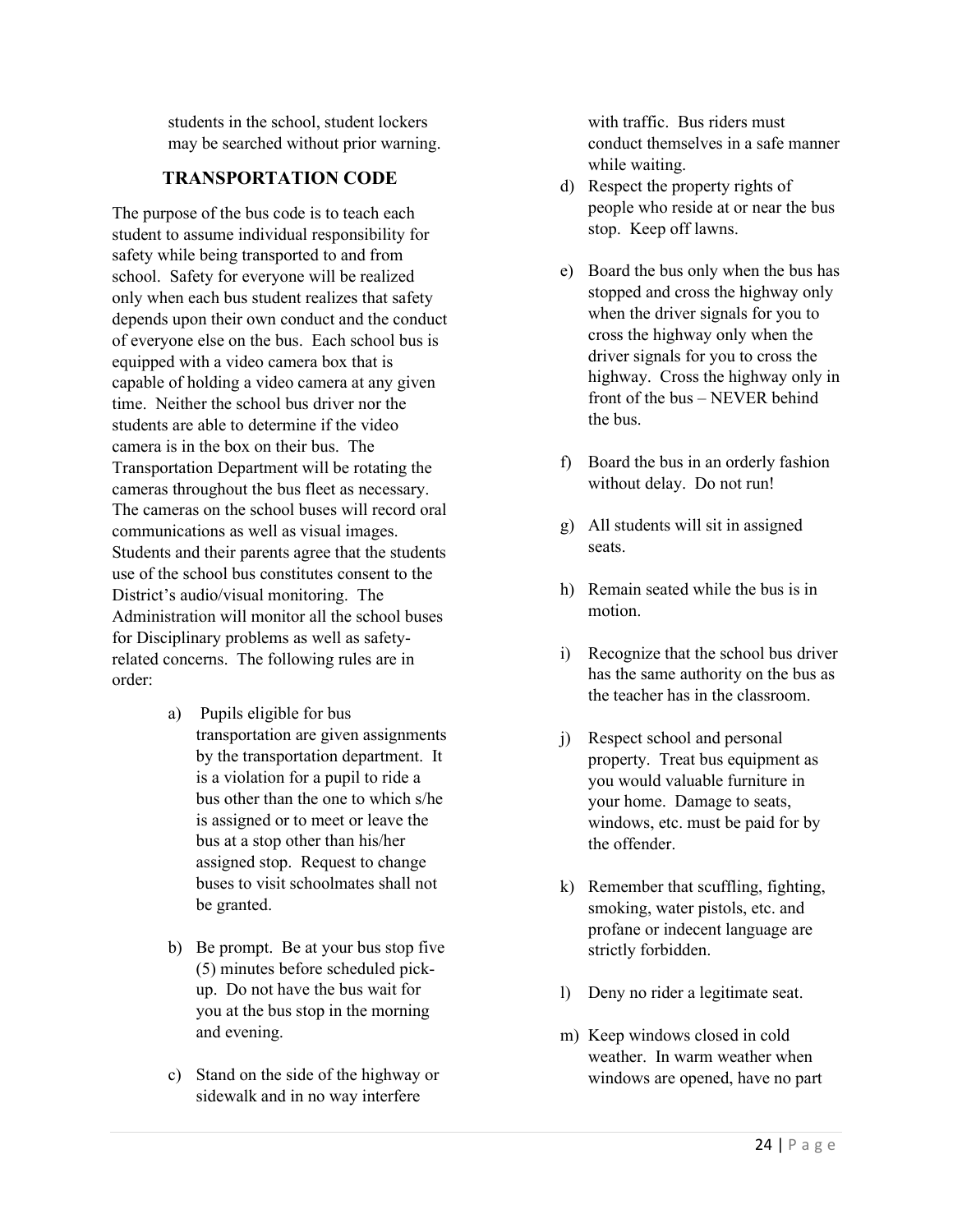students in the school, student lockers may be searched without prior warning.

## TRANSPORTATION CODE

The purpose of the bus code is to teach each student to assume individual responsibility for safety while being transported to and from school. Safety for everyone will be realized only when each bus student realizes that safety depends upon their own conduct and the conduct of everyone else on the bus. Each school bus is equipped with a video camera box that is capable of holding a video camera at any given time. Neither the school bus driver nor the students are able to determine if the video camera is in the box on their bus. The Transportation Department will be rotating the cameras throughout the bus fleet as necessary. The cameras on the school buses will record oral communications as well as visual images. Students and their parents agree that the students use of the school bus constitutes consent to the District's audio/visual monitoring. The Administration will monitor all the school buses for Disciplinary problems as well as safety-related concerns. The following rules are in order:

a) Pupils eligible for bus transportation are given assignments by the transportation department. It is a violation for a pupil to ride a bus other than the one to which s/he is assigned or to meet or leave the bus at a stop other than his/her assigned stop. Request to change buses to visit schoolmates shall not be granted.

b) Be prompt. Be at your bus stop five (5) minutes before scheduled pick-up. Do not have the bus wait for you at the bus stop in the morning and evening.

c) Stand on the side of the highway or sidewalk and in no way interfere with traffic. Bus riders must conduct themselves in a safe manner while waiting.

d) Respect the property rights of people who reside at or near the bus stop. Keep off lawns.

e) Board the bus only when the bus has stopped and cross the highway only when the driver signals for you to cross the highway only when the driver signals for you to cross the highway. Cross the highway only in front of the bus – NEVER behind the bus.

f) Board the bus in an orderly fashion without delay. Do not run!

g) All students will sit in assigned seats.

h) Remain seated while the bus is in motion.

i) Recognize that the school bus driver has the same authority on the bus as the teacher has in the classroom.

j) Respect school and personal property. Treat bus equipment as you would valuable furniture in your home. Damage to seats, windows, etc. must be paid for by the offender.

k) Remember that scuffling, fighting, smoking, water pistols, etc. and profane or indecent language are strictly forbidden.

l) Deny no rider a legitimate seat.

m) Keep windows closed in cold weather. In warm weather when windows are opened, have no part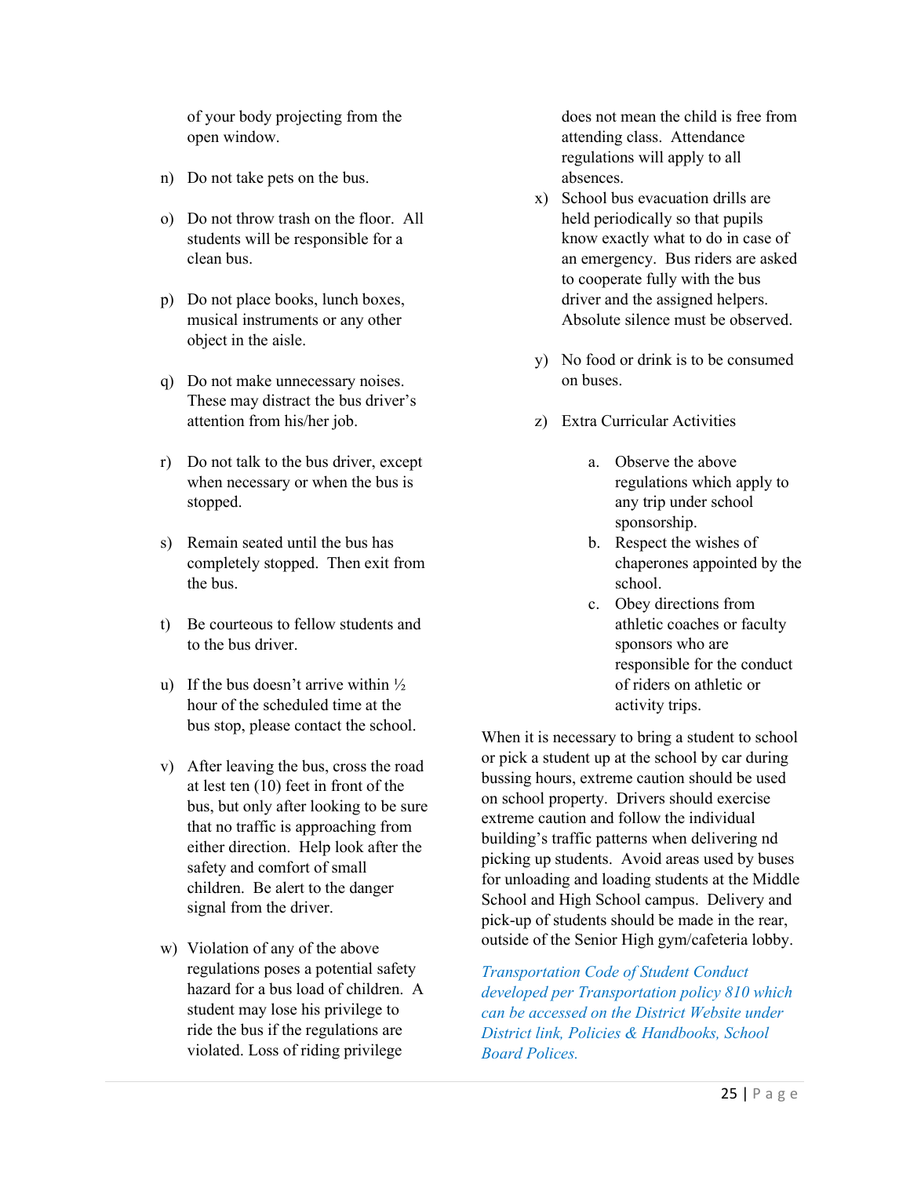of your body projecting from the open window.

n) Do not take pets on the bus.

o) Do not throw trash on the floor. All students will be responsible for a clean bus.

p) Do not place books, lunch boxes, musical instruments or any other object in the aisle.

q) Do not make unnecessary noises. These may distract the bus driver's attention from his/her job.

r) Do not talk to the bus driver, except when necessary or when the bus is stopped.

s) Remain seated until the bus has completely stopped. Then exit from the bus.

t) Be courteous to fellow students and to the bus driver.

u) If the bus doesn't arrive within ½ hour of the scheduled time at the bus stop, please contact the school.

v) After leaving the bus, cross the road at lest ten (10) feet in front of the bus, but only after looking to be sure that no traffic is approaching from either direction. Help look after the safety and comfort of small children. Be alert to the danger signal from the driver.

w) Violation of any of the above regulations poses a potential safety hazard for a bus load of children. A student may lose his privilege to ride the bus if the regulations are violated. Loss of riding privilege does not mean the child is free from attending class. Attendance regulations will apply to all absences.

x) School bus evacuation drills are held periodically so that pupils know exactly what to do in case of an emergency. Bus riders are asked to cooperate fully with the bus driver and the assigned helpers. Absolute silence must be observed.

y) No food or drink is to be consumed on buses.

z) Extra Curricular Activities

   a. Observe the above regulations which apply to any trip under school sponsorship.
   b. Respect the wishes of chaperones appointed by the school.
   c. Obey directions from athletic coaches or faculty sponsors who are responsible for the conduct of riders on athletic or activity trips.

When it is necessary to bring a student to school or pick a student up at the school by car during bussing hours, extreme caution should be used on school property. Drivers should exercise extreme caution and follow the individual building's traffic patterns when delivering nd picking up students. Avoid areas used by buses for unloading and loading students at the Middle School and High School campus. Delivery and pick-up of students should be made in the rear, outside of the Senior High gym/cafeteria lobby.

*Transportation Code of Student Conduct developed per Transportation policy 810 which can be accessed on the District Website under District link, Policies & Handbooks, School Board Polices.*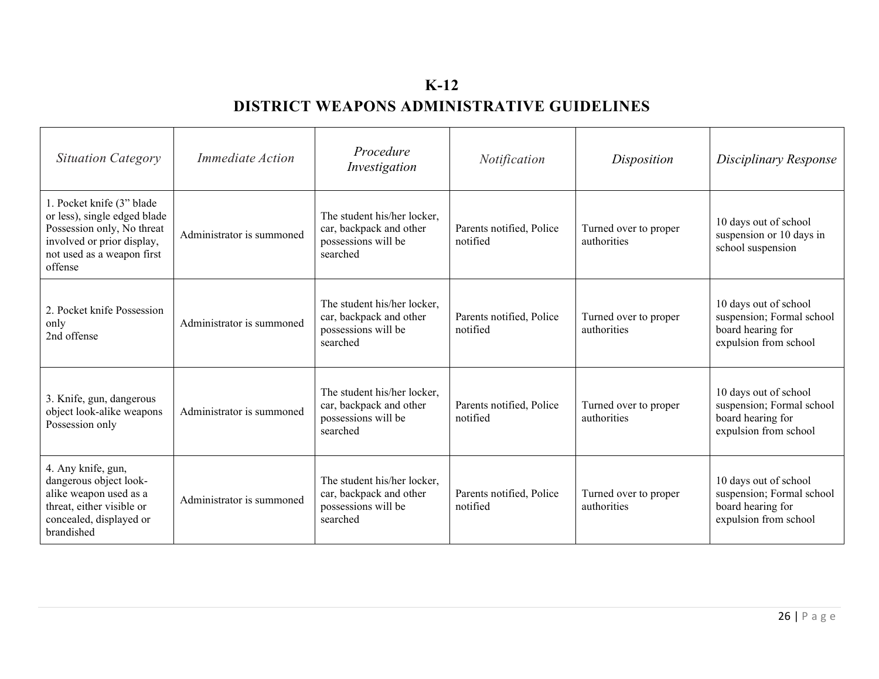# K-12

# DISTRICT WEAPONS ADMINISTRATIVE GUIDELINES

| *Situation Category* | *Immediate Action* | *Procedure Investigation* | *Notification* | *Disposition* | *Disciplinary Response* |
|---|---|---|---|---|---|
| 1. Pocket knife (3" blade or less), single edged blade Possession only, No threat involved or prior display, not used as a weapon first offense | Administrator is summoned | The student his/her locker, car, backpack and other possessions will be searched | Parents notified, Police notified | Turned over to proper authorities | 10 days out of school suspension or 10 days in school suspension |
| 2. Pocket knife Possession only 2nd offense | Administrator is summoned | The student his/her locker, car, backpack and other possessions will be searched | Parents notified, Police notified | Turned over to proper authorities | 10 days out of school suspension; Formal school board hearing for expulsion from school |
| 3. Knife, gun, dangerous object look-alike weapons Possession only | Administrator is summoned | The student his/her locker, car, backpack and other possessions will be searched | Parents notified, Police notified | Turned over to proper authorities | 10 days out of school suspension; Formal school board hearing for expulsion from school |
| 4. Any knife, gun, dangerous object look-alike weapon used as a threat, either visible or concealed, displayed or brandished | Administrator is summoned | The student his/her locker, car, backpack and other possessions will be searched | Parents notified, Police notified | Turned over to proper authorities | 10 days out of school suspension; Formal school board hearing for expulsion from school |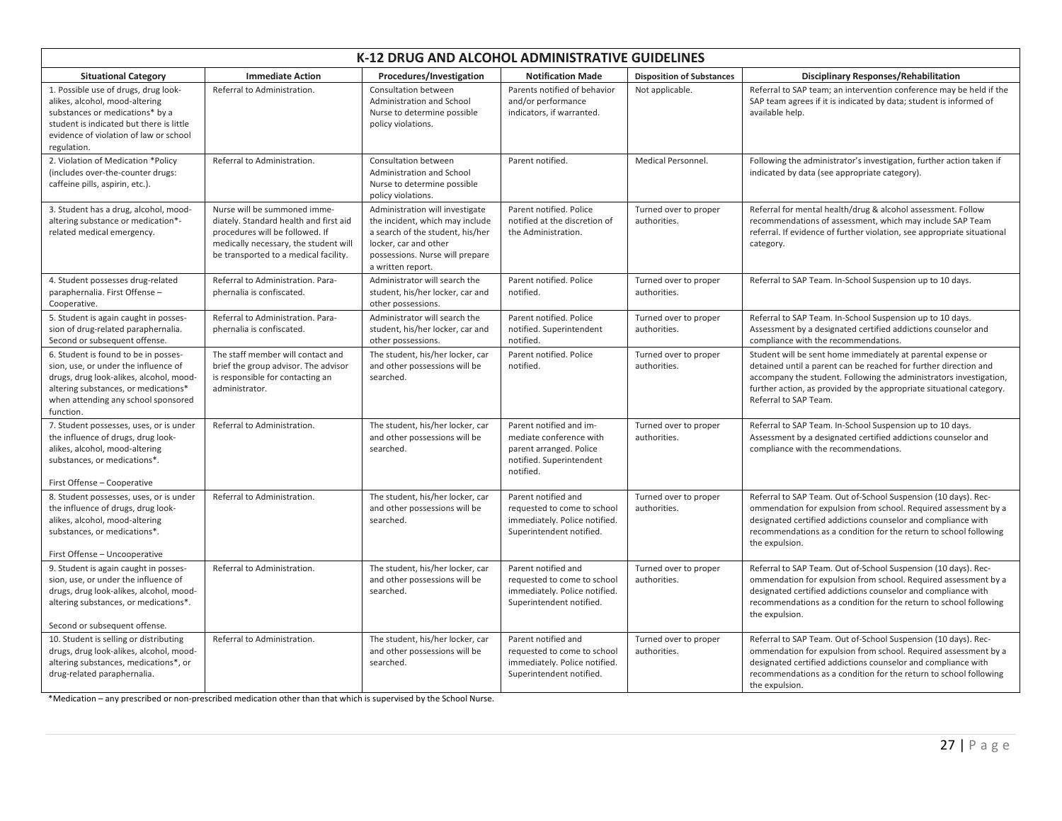# K-12 DRUG AND ALCOHOL ADMINISTRATIVE GUIDELINES

| Situational Category | Immediate Action | Procedures/Investigation | Notification Made | Disposition of Substances | Disciplinary Responses/Rehabilitation |
|---|---|---|---|---|---|
| 1. Possible use of drugs, drug look-alikes, alcohol, mood-altering substances or medications* by a student is indicated but there is little evidence of violation of law or school regulation. | Referral to Administration. | Consultation between Administration and School Nurse to determine possible policy violations. | Parents notified of behavior and/or performance indicators, if warranted. | Not applicable. | Referral to SAP team; an intervention conference may be held if the SAP team agrees if it is indicated by data; student is informed of available help. |
| 2. Violation of Medication *Policy (includes over-the-counter drugs: caffeine pills, aspirin, etc.). | Referral to Administration. | Consultation between Administration and School Nurse to determine possible policy violations. | Parent notified. | Medical Personnel. | Following the administrator's investigation, further action taken if indicated by data (see appropriate category). |
| 3. Student has a drug, alcohol, mood-altering substance or medication*-related medical emergency. | Nurse will be summoned immediately. Standard health and first aid procedures will be followed. If medically necessary, the student will be transported to a medical facility. | Administration will investigate the incident, which may include a search of the student, his/her locker, car and other possessions. Nurse will prepare a written report. | Parent notified. Police notified at the discretion of the Administration. | Turned over to proper authorities. | Referral for mental health/drug & alcohol assessment. Follow recommendations of assessment, which may include SAP Team referral. If evidence of further violation, see appropriate situational category. |
| 4. Student possesses drug-related paraphernalia. First Offense – Cooperative. | Referral to Administration. Paraphernalia is confiscated. | Administrator will search the student, his/her locker, car and other possessions. | Parent notified. Police notified. | Turned over to proper authorities. | Referral to SAP Team. In-School Suspension up to 10 days. |
| 5. Student is again caught in possession of drug-related paraphernalia. Second or subsequent offense. | Referral to Administration. Paraphernalia is confiscated. | Administrator will search the student, his/her locker, car and other possessions. | Parent notified. Police notified. Superintendent notified. | Turned over to proper authorities. | Referral to SAP Team. In-School Suspension up to 10 days. Assessment by a designated certified addictions counselor and compliance with the recommendations. |
| 6. Student is found to be in possession, use, or under the influence of drugs, drug look-alikes, alcohol, mood-altering substances, or medications* when attending any school sponsored function. | The staff member will contact and brief the group advisor. The advisor is responsible for contacting an administrator. | The student, his/her locker, car and other possessions will be searched. | Parent notified. Police notified. | Turned over to proper authorities. | Student will be sent home immediately at parental expense or detained until a parent can be reached for further direction and accompany the student. Following the administrators investigation, further action, as provided by the appropriate situational category. Referral to SAP Team. |
| 7. Student possesses, uses, or is under the influence of drugs, drug look-alikes, alcohol, mood-altering substances, or medications*.<br><br>First Offense – Cooperative | Referral to Administration. | The student, his/her locker, car and other possessions will be searched. | Parent notified and immediate conference with parent arranged. Police notified. Superintendent notified. | Turned over to proper authorities. | Referral to SAP Team. In-School Suspension up to 10 days. Assessment by a designated certified addictions counselor and compliance with the recommendations. |
| 8. Student possesses, uses, or is under the influence of drugs, drug look-alikes, alcohol, mood-altering substances, or medications*.<br><br>First Offense – Uncooperative | Referral to Administration. | The student, his/her locker, car and other possessions will be searched. | Parent notified and requested to come to school immediately. Police notified. Superintendent notified. | Turned over to proper authorities. | Referral to SAP Team. Out-of-School Suspension (10 days). Recommendation for expulsion from school. Required assessment by a designated certified addictions counselor and compliance with recommendations as a condition for the return to school following the expulsion. |
| 9. Student is again caught in possession, use, or under the influence of drugs, drug look-alikes, alcohol, mood-altering substances, or medications*.<br><br>Second or subsequent offense. | Referral to Administration. | The student, his/her locker, car and other possessions will be searched. | Parent notified and requested to come to school immediately. Police notified. Superintendent notified. | Turned over to proper authorities. | Referral to SAP Team. Out-of-School Suspension (10 days). Recommendation for expulsion from school. Required assessment by a designated certified addictions counselor and compliance with recommendations as a condition for the return to school following the expulsion. |
| 10. Student is selling or distributing drugs, drug look-alikes, alcohol, mood-altering substances, medications*, or drug-related paraphernalia. | Referral to Administration. | The student, his/her locker, car and other possessions will be searched. | Parent notified and requested to come to school immediately. Police notified. Superintendent notified. | Turned over to proper authorities. | Referral to SAP Team. Out-of-School Suspension (10 days). Recommendation for expulsion from school. Required assessment by a designated certified addictions counselor and compliance with recommendations as a condition for the return to school following the expulsion. |

*Medication – any prescribed or non-prescribed medication other than that which is supervised by the School Nurse.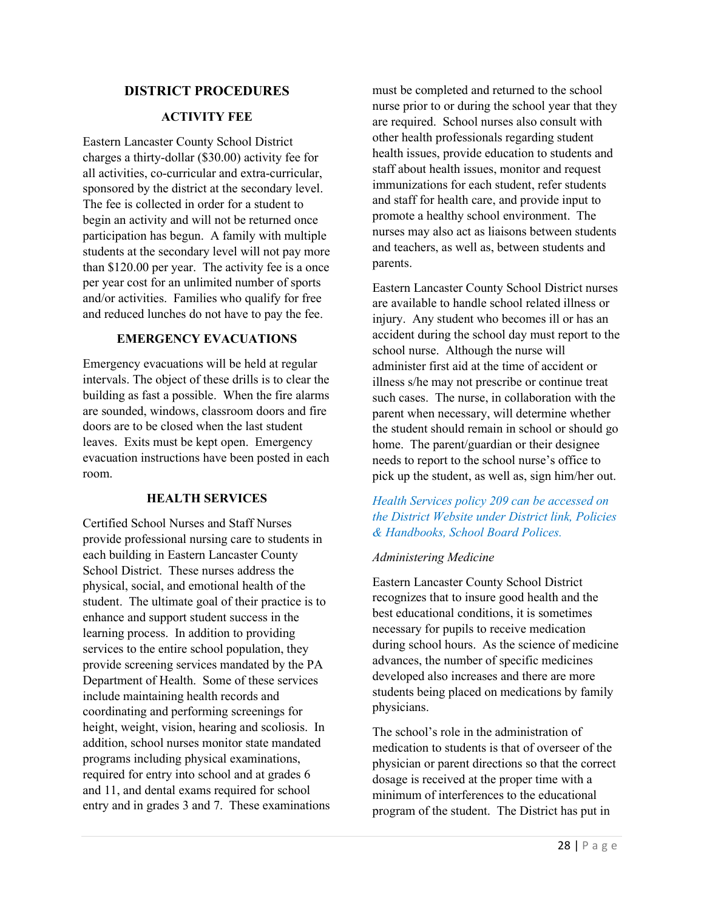## DISTRICT PROCEDURES

### ACTIVITY FEE

Eastern Lancaster County School District charges a thirty-dollar ($30.00) activity fee for all activities, co-curricular and extra-curricular, sponsored by the district at the secondary level. The fee is collected in order for a student to begin an activity and will not be returned once participation has begun. A family with multiple students at the secondary level will not pay more than $120.00 per year. The activity fee is a once per year cost for an unlimited number of sports and/or activities. Families who qualify for free and reduced lunches do not have to pay the fee.

### EMERGENCY EVACUATIONS

Emergency evacuations will be held at regular intervals. The object of these drills is to clear the building as fast a possible. When the fire alarms are sounded, windows, classroom doors and fire doors are to be closed when the last student leaves. Exits must be kept open. Emergency evacuation instructions have been posted in each room.

### HEALTH SERVICES

Certified School Nurses and Staff Nurses provide professional nursing care to students in each building in Eastern Lancaster County School District. These nurses address the physical, social, and emotional health of the student. The ultimate goal of their practice is to enhance and support student success in the learning process. In addition to providing services to the entire school population, they provide screening services mandated by the PA Department of Health. Some of these services include maintaining health records and coordinating and performing screenings for height, weight, vision, hearing and scoliosis. In addition, school nurses monitor state mandated programs including physical examinations, required for entry into school and at grades 6 and 11, and dental exams required for school entry and in grades 3 and 7. These examinations must be completed and returned to the school nurse prior to or during the school year that they are required. School nurses also consult with other health professionals regarding student health issues, provide education to students and staff about health issues, monitor and request immunizations for each student, refer students and staff for health care, and provide input to promote a healthy school environment. The nurses may also act as liaisons between students and teachers, as well as, between students and parents.

Eastern Lancaster County School District nurses are available to handle school related illness or injury. Any student who becomes ill or has an accident during the school day must report to the school nurse. Although the nurse will administer first aid at the time of accident or illness s/he may not prescribe or continue treat such cases. The nurse, in collaboration with the parent when necessary, will determine whether the student should remain in school or should go home. The parent/guardian or their designee needs to report to the school nurse's office to pick up the student, as well as, sign him/her out.

*Health Services policy 209 can be accessed on the District Website under District link, Policies & Handbooks, School Board Polices.*

*Administering Medicine*

Eastern Lancaster County School District recognizes that to insure good health and the best educational conditions, it is sometimes necessary for pupils to receive medication during school hours. As the science of medicine advances, the number of specific medicines developed also increases and there are more students being placed on medications by family physicians.

The school's role in the administration of medication to students is that of overseer of the physician or parent directions so that the correct dosage is received at the proper time with a minimum of interferences to the educational program of the student. The District has put in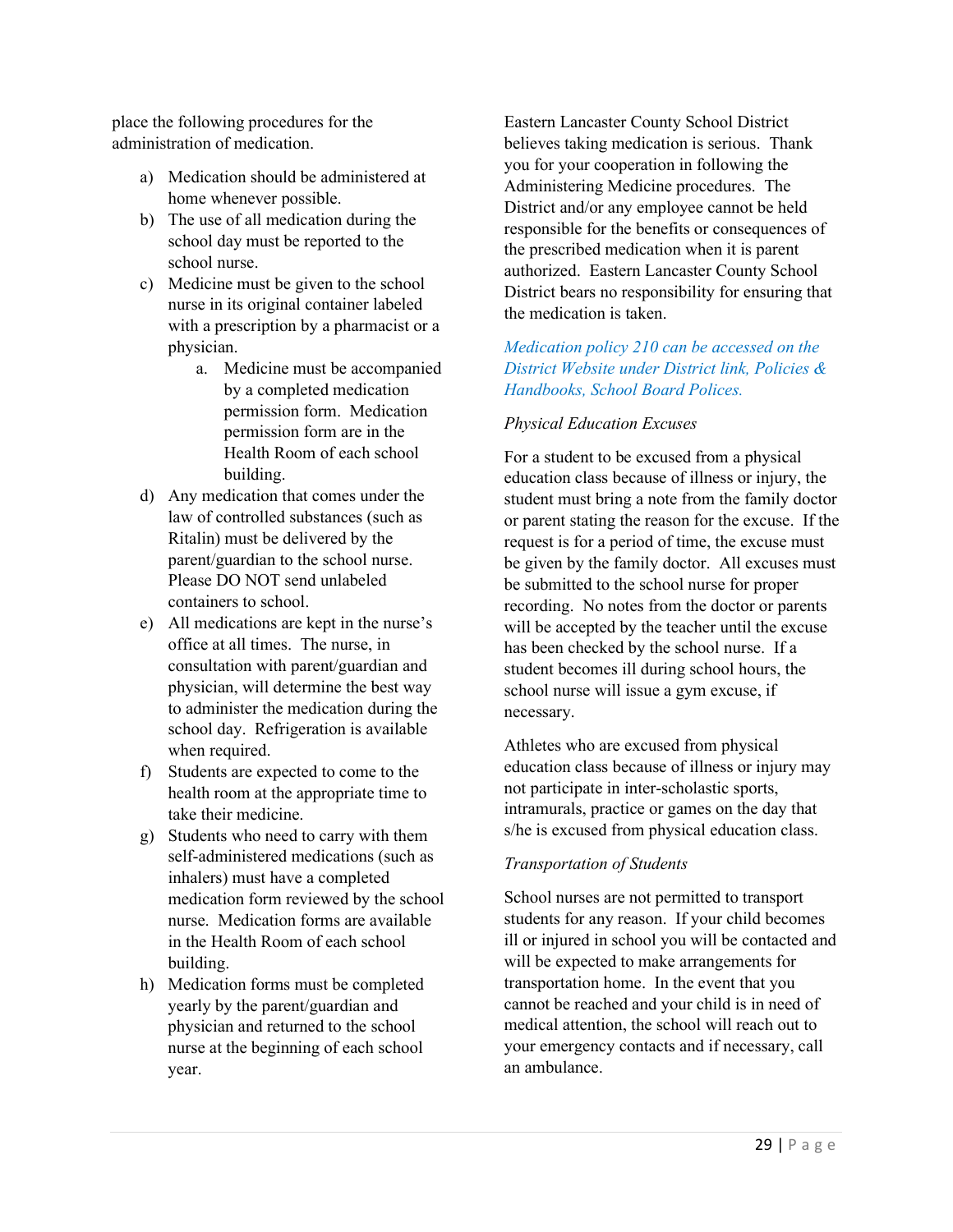place the following procedures for the administration of medication.

a) Medication should be administered at home whenever possible.
b) The use of all medication during the school day must be reported to the school nurse.
c) Medicine must be given to the school nurse in its original container labeled with a prescription by a pharmacist or a physician.
    a. Medicine must be accompanied by a completed medication permission form. Medication permission form are in the Health Room of each school building.
d) Any medication that comes under the law of controlled substances (such as Ritalin) must be delivered by the parent/guardian to the school nurse. Please DO NOT send unlabeled containers to school.
e) All medications are kept in the nurse's office at all times. The nurse, in consultation with parent/guardian and physician, will determine the best way to administer the medication during the school day. Refrigeration is available when required.
f) Students are expected to come to the health room at the appropriate time to take their medicine.
g) Students who need to carry with them self-administered medications (such as inhalers) must have a completed medication form reviewed by the school nurse. Medication forms are available in the Health Room of each school building.
h) Medication forms must be completed yearly by the parent/guardian and physician and returned to the school nurse at the beginning of each school year.

Eastern Lancaster County School District believes taking medication is serious. Thank you for your cooperation in following the Administering Medicine procedures. The District and/or any employee cannot be held responsible for the benefits or consequences of the prescribed medication when it is parent authorized. Eastern Lancaster County School District bears no responsibility for ensuring that the medication is taken.

*Medication policy 210 can be accessed on the District Website under District link, Policies & Handbooks, School Board Polices.*

*Physical Education Excuses*

For a student to be excused from a physical education class because of illness or injury, the student must bring a note from the family doctor or parent stating the reason for the excuse. If the request is for a period of time, the excuse must be given by the family doctor. All excuses must be submitted to the school nurse for proper recording. No notes from the doctor or parents will be accepted by the teacher until the excuse has been checked by the school nurse. If a student becomes ill during school hours, the school nurse will issue a gym excuse, if necessary.

Athletes who are excused from physical education class because of illness or injury may not participate in inter-scholastic sports, intramurals, practice or games on the day that s/he is excused from physical education class.

*Transportation of Students*

School nurses are not permitted to transport students for any reason. If your child becomes ill or injured in school you will be contacted and will be expected to make arrangements for transportation home. In the event that you cannot be reached and your child is in need of medical attention, the school will reach out to your emergency contacts and if necessary, call an ambulance.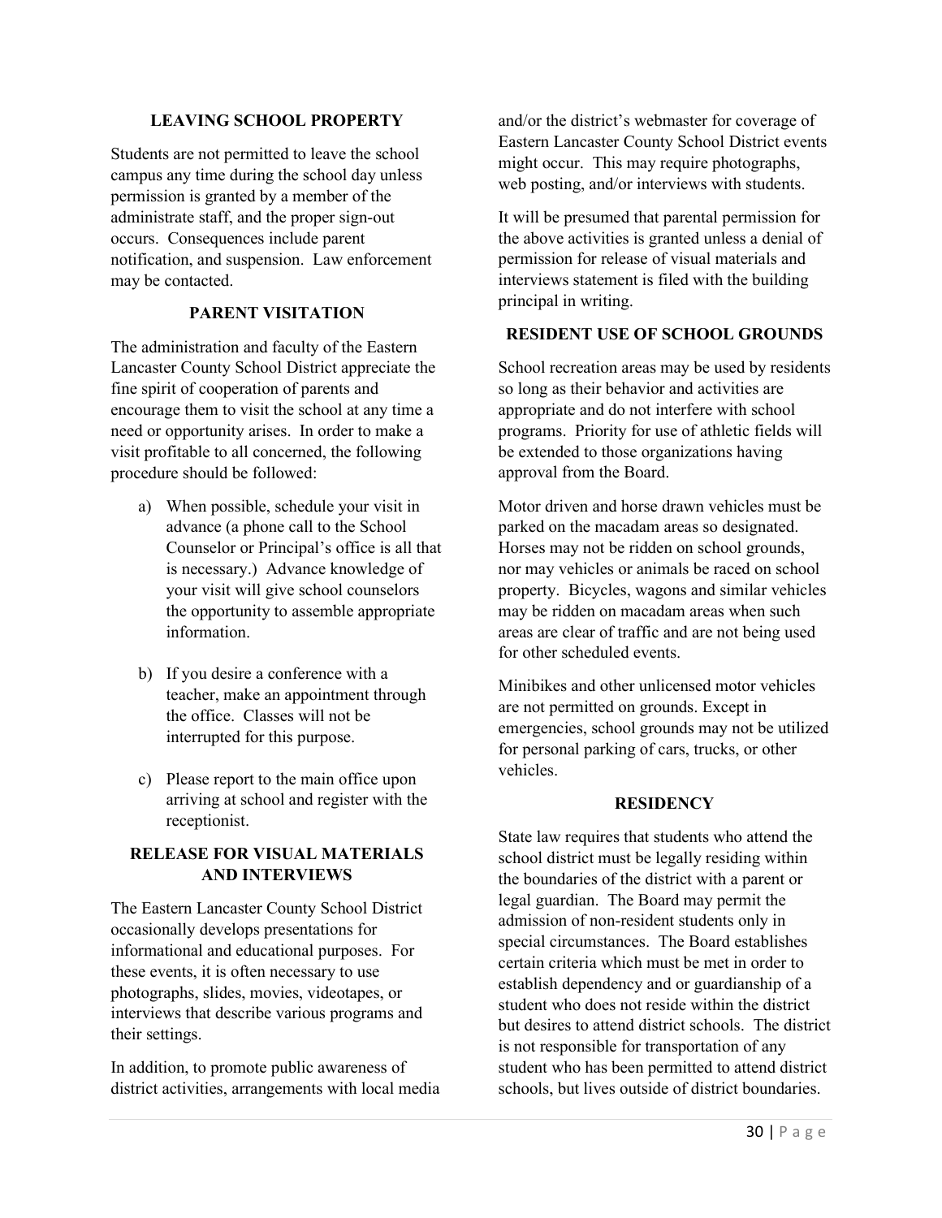## LEAVING SCHOOL PROPERTY

Students are not permitted to leave the school campus any time during the school day unless permission is granted by a member of the administrate staff, and the proper sign-out occurs. Consequences include parent notification, and suspension. Law enforcement may be contacted.

## PARENT VISITATION

The administration and faculty of the Eastern Lancaster County School District appreciate the fine spirit of cooperation of parents and encourage them to visit the school at any time a need or opportunity arises. In order to make a visit profitable to all concerned, the following procedure should be followed:

a) When possible, schedule your visit in advance (a phone call to the School Counselor or Principal's office is all that is necessary.) Advance knowledge of your visit will give school counselors the opportunity to assemble appropriate information.

b) If you desire a conference with a teacher, make an appointment through the office. Classes will not be interrupted for this purpose.

c) Please report to the main office upon arriving at school and register with the receptionist.

## RELEASE FOR VISUAL MATERIALS AND INTERVIEWS

The Eastern Lancaster County School District occasionally develops presentations for informational and educational purposes. For these events, it is often necessary to use photographs, slides, movies, videotapes, or interviews that describe various programs and their settings.

In addition, to promote public awareness of district activities, arrangements with local media and/or the district's webmaster for coverage of Eastern Lancaster County School District events might occur. This may require photographs, web posting, and/or interviews with students.

It will be presumed that parental permission for the above activities is granted unless a denial of permission for release of visual materials and interviews statement is filed with the building principal in writing.

## RESIDENT USE OF SCHOOL GROUNDS

School recreation areas may be used by residents so long as their behavior and activities are appropriate and do not interfere with school programs. Priority for use of athletic fields will be extended to those organizations having approval from the Board.

Motor driven and horse drawn vehicles must be parked on the macadam areas so designated. Horses may not be ridden on school grounds, nor may vehicles or animals be raced on school property. Bicycles, wagons and similar vehicles may be ridden on macadam areas when such areas are clear of traffic and are not being used for other scheduled events.

Minibikes and other unlicensed motor vehicles are not permitted on grounds. Except in emergencies, school grounds may not be utilized for personal parking of cars, trucks, or other vehicles.

## RESIDENCY

State law requires that students who attend the school district must be legally residing within the boundaries of the district with a parent or legal guardian. The Board may permit the admission of non-resident students only in special circumstances. The Board establishes certain criteria which must be met in order to establish dependency and or guardianship of a student who does not reside within the district but desires to attend district schools. The district is not responsible for transportation of any student who has been permitted to attend district schools, but lives outside of district boundaries.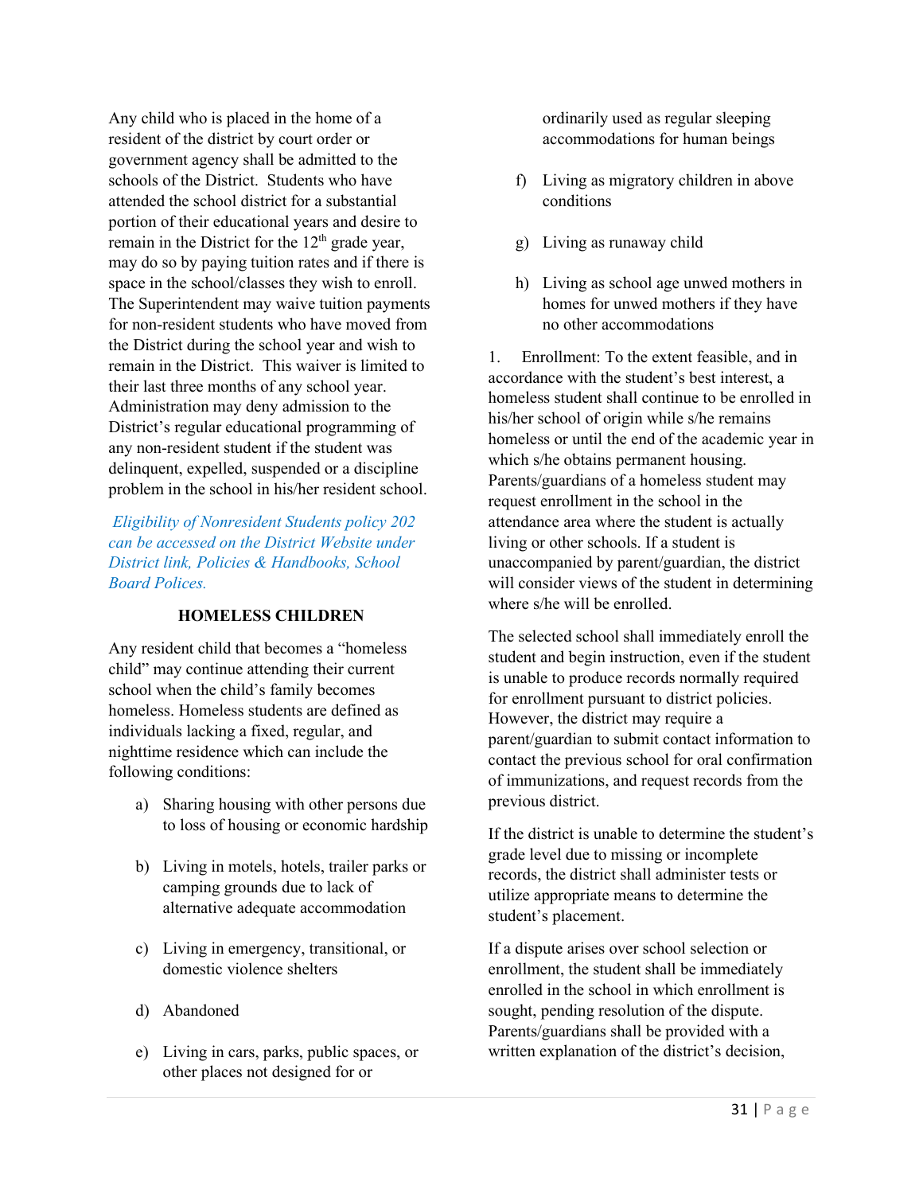Any child who is placed in the home of a resident of the district by court order or government agency shall be admitted to the schools of the District. Students who have attended the school district for a substantial portion of their educational years and desire to remain in the District for the 12th grade year, may do so by paying tuition rates and if there is space in the school/classes they wish to enroll. The Superintendent may waive tuition payments for non-resident students who have moved from the District during the school year and wish to remain in the District. This waiver is limited to their last three months of any school year. Administration may deny admission to the District's regular educational programming of any non-resident student if the student was delinquent, expelled, suspended or a discipline problem in the school in his/her resident school.

*Eligibility of Nonresident Students policy 202 can be accessed on the District Website under District link, Policies & Handbooks, School Board Polices.*

**HOMELESS CHILDREN**

Any resident child that becomes a "homeless child" may continue attending their current school when the child's family becomes homeless. Homeless students are defined as individuals lacking a fixed, regular, and nighttime residence which can include the following conditions:

a) Sharing housing with other persons due to loss of housing or economic hardship
b) Living in motels, hotels, trailer parks or camping grounds due to lack of alternative adequate accommodation
c) Living in emergency, transitional, or domestic violence shelters
d) Abandoned
e) Living in cars, parks, public spaces, or other places not designed for or ordinarily used as regular sleeping accommodations for human beings
f) Living as migratory children in above conditions
g) Living as runaway child
h) Living as school age unwed mothers in homes for unwed mothers if they have no other accommodations

1. Enrollment: To the extent feasible, and in accordance with the student's best interest, a homeless student shall continue to be enrolled in his/her school of origin while s/he remains homeless or until the end of the academic year in which s/he obtains permanent housing. Parents/guardians of a homeless student may request enrollment in the school in the attendance area where the student is actually living or other schools. If a student is unaccompanied by parent/guardian, the district will consider views of the student in determining where s/he will be enrolled.

The selected school shall immediately enroll the student and begin instruction, even if the student is unable to produce records normally required for enrollment pursuant to district policies. However, the district may require a parent/guardian to submit contact information to contact the previous school for oral confirmation of immunizations, and request records from the previous district.

If the district is unable to determine the student's grade level due to missing or incomplete records, the district shall administer tests or utilize appropriate means to determine the student's placement.

If a dispute arises over school selection or enrollment, the student shall be immediately enrolled in the school in which enrollment is sought, pending resolution of the dispute. Parents/guardians shall be provided with a written explanation of the district's decision,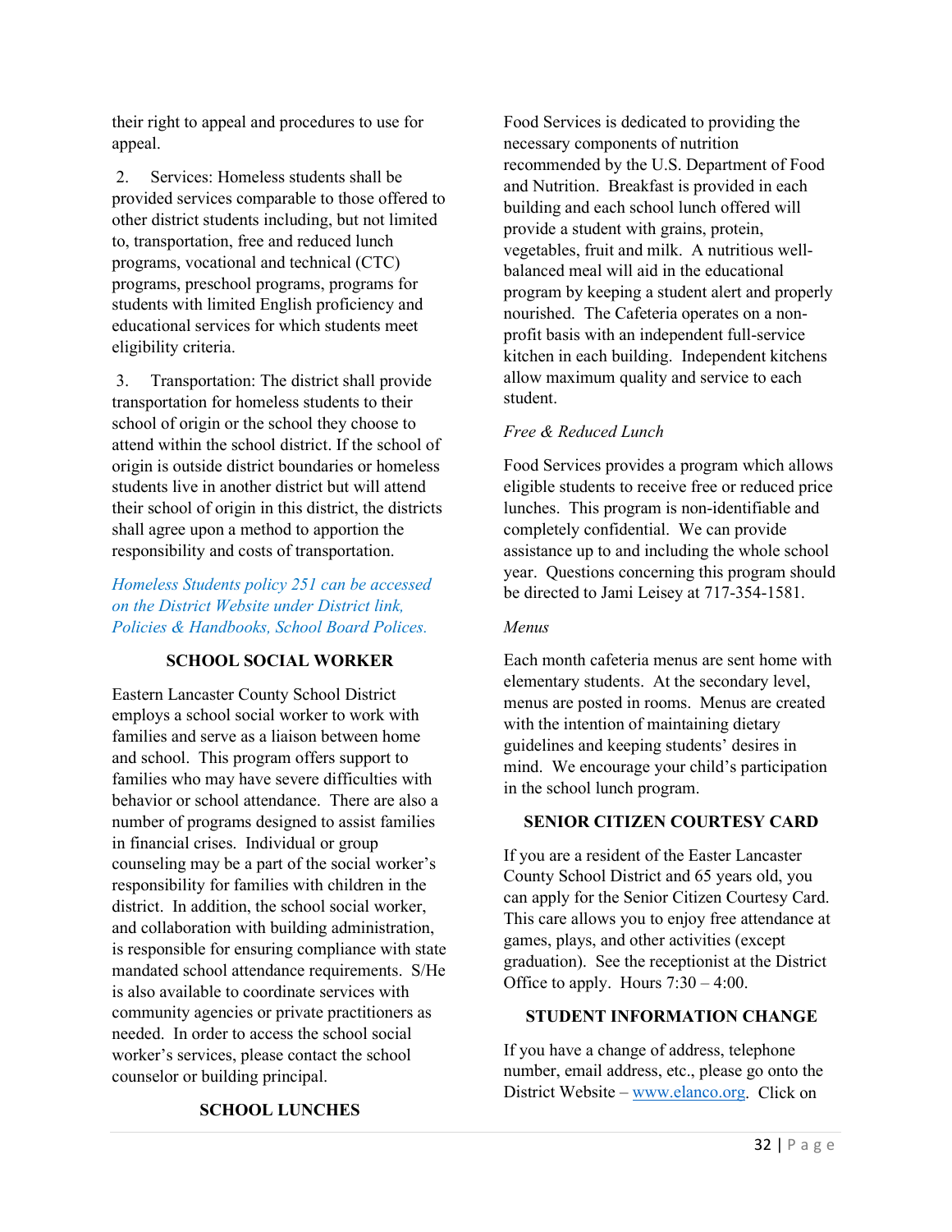their right to appeal and procedures to use for appeal.

2. Services: Homeless students shall be provided services comparable to those offered to other district students including, but not limited to, transportation, free and reduced lunch programs, vocational and technical (CTC) programs, preschool programs, programs for students with limited English proficiency and educational services for which students meet eligibility criteria.

3. Transportation: The district shall provide transportation for homeless students to their school of origin or the school they choose to attend within the school district. If the school of origin is outside district boundaries or homeless students live in another district but will attend their school of origin in this district, the districts shall agree upon a method to apportion the responsibility and costs of transportation.

*Homeless Students policy 251 can be accessed on the District Website under District link, Policies & Handbooks, School Board Polices.*

## SCHOOL SOCIAL WORKER

Eastern Lancaster County School District employs a school social worker to work with families and serve as a liaison between home and school. This program offers support to families who may have severe difficulties with behavior or school attendance. There are also a number of programs designed to assist families in financial crises. Individual or group counseling may be a part of the social worker's responsibility for families with children in the district. In addition, the school social worker, and collaboration with building administration, is responsible for ensuring compliance with state mandated school attendance requirements. S/He is also available to coordinate services with community agencies or private practitioners as needed. In order to access the school social worker's services, please contact the school counselor or building principal.

## SCHOOL LUNCHES

Food Services is dedicated to providing the necessary components of nutrition recommended by the U.S. Department of Food and Nutrition. Breakfast is provided in each building and each school lunch offered will provide a student with grains, protein, vegetables, fruit and milk. A nutritious well-balanced meal will aid in the educational program by keeping a student alert and properly nourished. The Cafeteria operates on a non-profit basis with an independent full-service kitchen in each building. Independent kitchens allow maximum quality and service to each student.

*Free & Reduced Lunch*

Food Services provides a program which allows eligible students to receive free or reduced price lunches. This program is non-identifiable and completely confidential. We can provide assistance up to and including the whole school year. Questions concerning this program should be directed to Jami Leisey at 717-354-1581.

*Menus*

Each month cafeteria menus are sent home with elementary students. At the secondary level, menus are posted in rooms. Menus are created with the intention of maintaining dietary guidelines and keeping students' desires in mind. We encourage your child's participation in the school lunch program.

## SENIOR CITIZEN COURTESY CARD

If you are a resident of the Easter Lancaster County School District and 65 years old, you can apply for the Senior Citizen Courtesy Card. This care allows you to enjoy free attendance at games, plays, and other activities (except graduation). See the receptionist at the District Office to apply. Hours 7:30 – 4:00.

## STUDENT INFORMATION CHANGE

If you have a change of address, telephone number, email address, etc., please go onto the District Website – www.elanco.org. Click on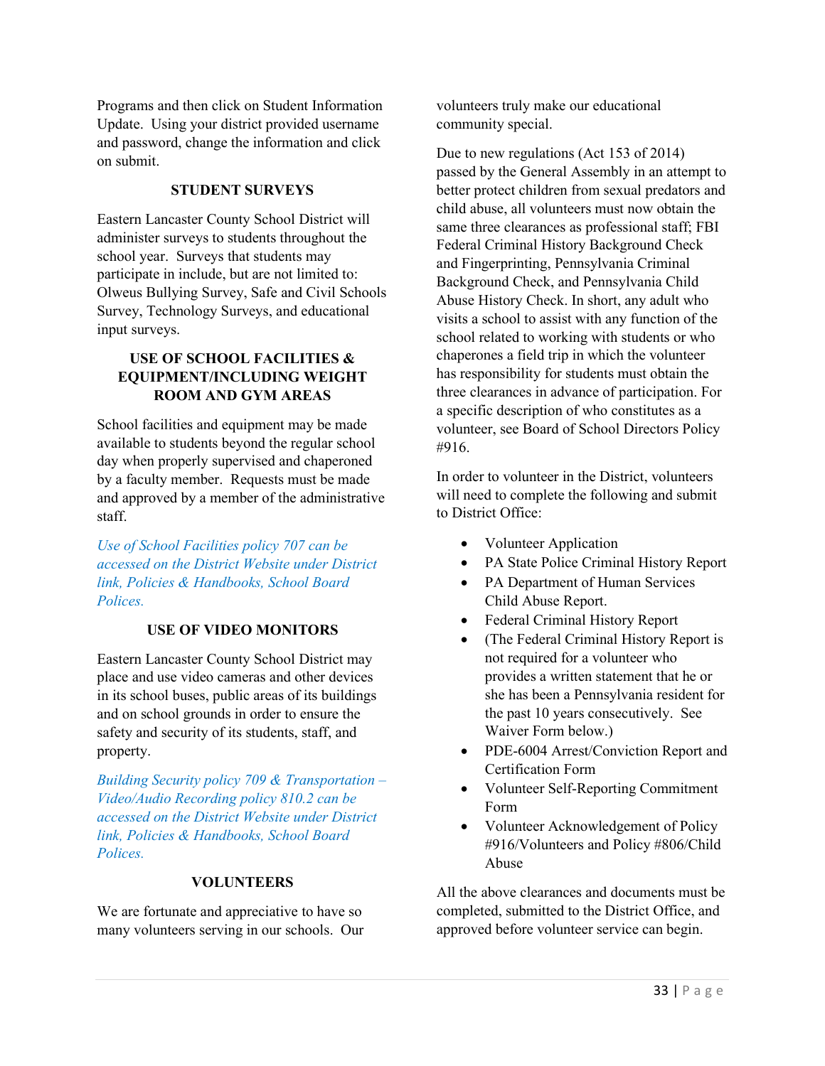Programs and then click on Student Information Update. Using your district provided username and password, change the information and click on submit.

### STUDENT SURVEYS

Eastern Lancaster County School District will administer surveys to students throughout the school year. Surveys that students may participate in include, but are not limited to: Olweus Bullying Survey, Safe and Civil Schools Survey, Technology Surveys, and educational input surveys.

### USE OF SCHOOL FACILITIES & EQUIPMENT/INCLUDING WEIGHT ROOM AND GYM AREAS

School facilities and equipment may be made available to students beyond the regular school day when properly supervised and chaperoned by a faculty member. Requests must be made and approved by a member of the administrative staff.

*Use of School Facilities policy 707 can be accessed on the District Website under District link, Policies & Handbooks, School Board Polices.*

### USE OF VIDEO MONITORS

Eastern Lancaster County School District may place and use video cameras and other devices in its school buses, public areas of its buildings and on school grounds in order to ensure the safety and security of its students, staff, and property.

*Building Security policy 709 & Transportation – Video/Audio Recording policy 810.2 can be accessed on the District Website under District link, Policies & Handbooks, School Board Polices.*

### VOLUNTEERS

We are fortunate and appreciative to have so many volunteers serving in our schools. Our volunteers truly make our educational community special.

Due to new regulations (Act 153 of 2014) passed by the General Assembly in an attempt to better protect children from sexual predators and child abuse, all volunteers must now obtain the same three clearances as professional staff; FBI Federal Criminal History Background Check and Fingerprinting, Pennsylvania Criminal Background Check, and Pennsylvania Child Abuse History Check. In short, any adult who visits a school to assist with any function of the school related to working with students or who chaperones a field trip in which the volunteer has responsibility for students must obtain the three clearances in advance of participation. For a specific description of who constitutes as a volunteer, see Board of School Directors Policy #916.

In order to volunteer in the District, volunteers will need to complete the following and submit to District Office:

- Volunteer Application
- PA State Police Criminal History Report
- PA Department of Human Services Child Abuse Report.
- Federal Criminal History Report
- (The Federal Criminal History Report is not required for a volunteer who provides a written statement that he or she has been a Pennsylvania resident for the past 10 years consecutively. See Waiver Form below.)
- PDE-6004 Arrest/Conviction Report and Certification Form
- Volunteer Self-Reporting Commitment Form
- Volunteer Acknowledgement of Policy #916/Volunteers and Policy #806/Child Abuse

All the above clearances and documents must be completed, submitted to the District Office, and approved before volunteer service can begin.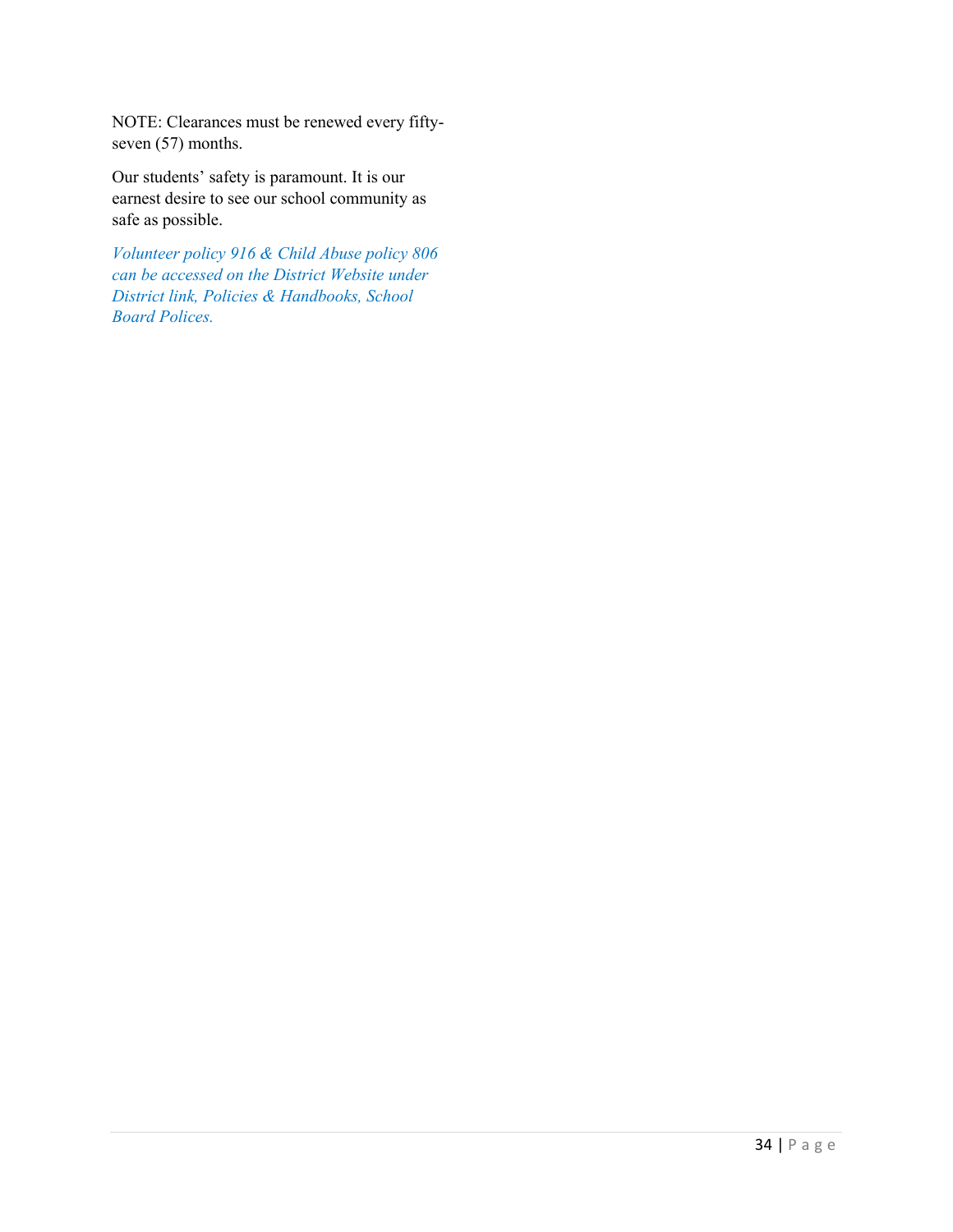NOTE: Clearances must be renewed every fifty-seven (57) months.

Our students' safety is paramount. It is our earnest desire to see our school community as safe as possible.

*Volunteer policy 916 & Child Abuse policy 806 can be accessed on the District Website under District link, Policies & Handbooks, School Board Polices.*